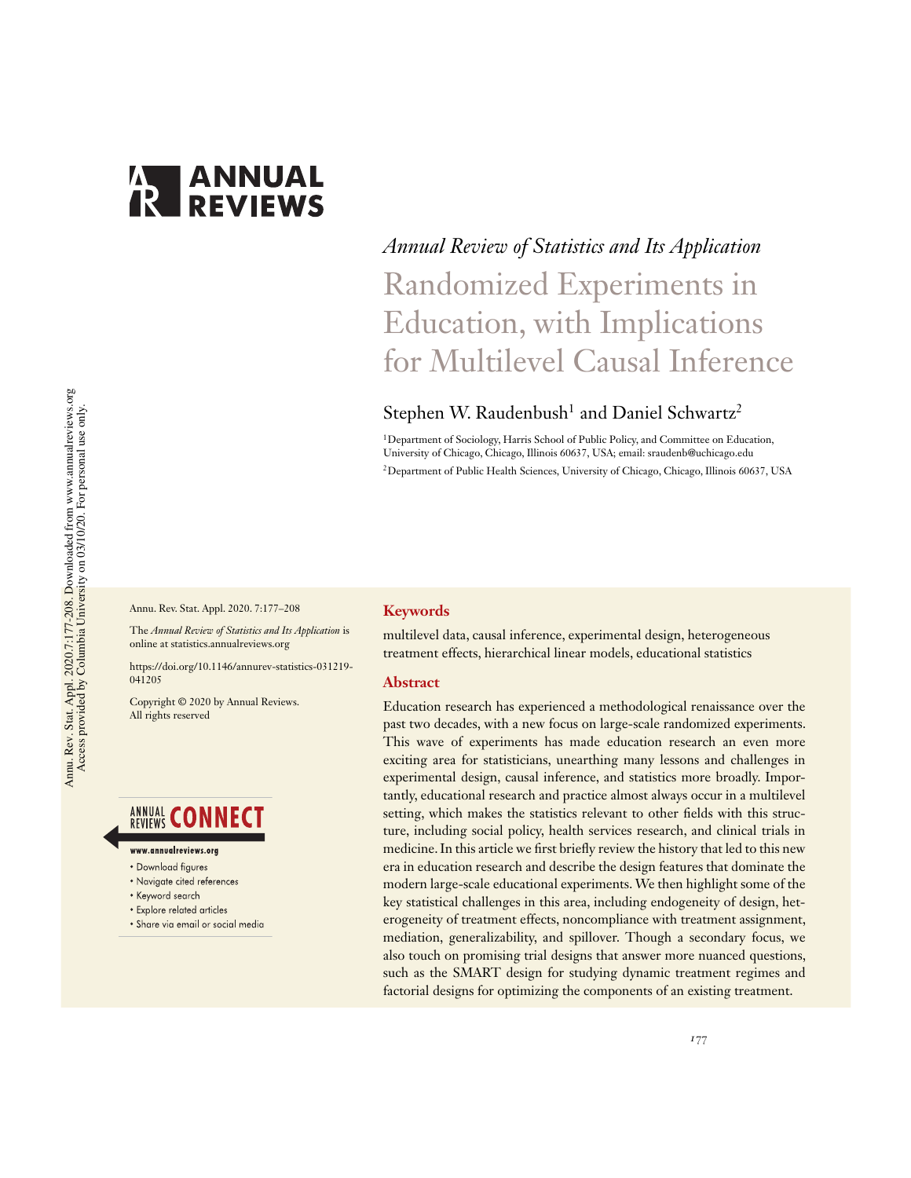*Annual Review of Statistics and Its Application*

# Randomized Experiments in Education, with Implications for Multilevel Causal Inference

Stephen W. Raudenbush[1] and Daniel Schwartz[2]

[1]Department of Sociology, Harris School of Public Policy, and Committee on Education, University of Chicago, Chicago, Illinois 60637, USA; email: sraudenb@uchicago.edu

[2]Department of Public Health Sciences, University of Chicago, Chicago, Illinois 60637, USA

Annu. Rev. Stat. Appl. 2020. 7:177–208

The *Annual Review of Statistics and Its Application* is online at statistics.annualreviews.org

https://doi.org/10.1146/annurev-statistics-031219-041205

Copyright © 2020 by Annual Reviews. All rights reserved

## Keywords

multilevel data, causal inference, experimental design, heterogeneous treatment effects, hierarchical linear models, educational statistics

## Abstract

Education research has experienced a methodological renaissance over the past two decades, with a new focus on large-scale randomized experiments. This wave of experiments has made education research an even more exciting area for statisticians, unearthing many lessons and challenges in experimental design, causal inference, and statistics more broadly. Importantly, educational research and practice almost always occur in a multilevel setting, which makes the statistics relevant to other fields with this structure, including social policy, health services research, and clinical trials in medicine. In this article we first briefly review the history that led to this new era in education research and describe the design features that dominate the modern large-scale educational experiments. We then highlight some of the key statistical challenges in this area, including endogeneity of design, heterogeneity of treatment effects, noncompliance with treatment assignment, mediation, generalizability, and spillover. Though a secondary focus, we also touch on promising trial designs that answer more nuanced questions, such as the SMART design for studying dynamic treatment regimes and factorial designs for optimizing the components of an existing treatment.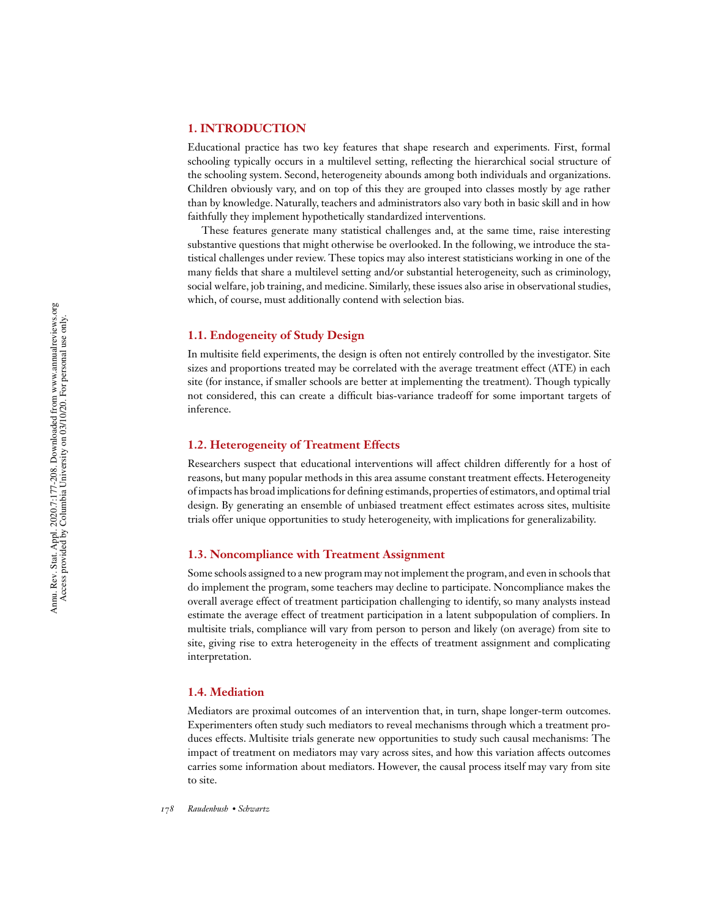## 1. INTRODUCTION

Educational practice has two key features that shape research and experiments. First, formal schooling typically occurs in a multilevel setting, reflecting the hierarchical social structure of the schooling system. Second, heterogeneity abounds among both individuals and organizations. Children obviously vary, and on top of this they are grouped into classes mostly by age rather than by knowledge. Naturally, teachers and administrators also vary both in basic skill and in how faithfully they implement hypothetically standardized interventions.

These features generate many statistical challenges and, at the same time, raise interesting substantive questions that might otherwise be overlooked. In the following, we introduce the statistical challenges under review. These topics may also interest statisticians working in one of the many fields that share a multilevel setting and/or substantial heterogeneity, such as criminology, social welfare, job training, and medicine. Similarly, these issues also arise in observational studies, which, of course, must additionally contend with selection bias.

### 1.1. Endogeneity of Study Design

In multisite field experiments, the design is often not entirely controlled by the investigator. Site sizes and proportions treated may be correlated with the average treatment effect (ATE) in each site (for instance, if smaller schools are better at implementing the treatment). Though typically not considered, this can create a difficult bias-variance tradeoff for some important targets of inference.

### 1.2. Heterogeneity of Treatment Effects

Researchers suspect that educational interventions will affect children differently for a host of reasons, but many popular methods in this area assume constant treatment effects. Heterogeneity of impacts has broad implications for defining estimands, properties of estimators, and optimal trial design. By generating an ensemble of unbiased treatment effect estimates across sites, multisite trials offer unique opportunities to study heterogeneity, with implications for generalizability.

### 1.3. Noncompliance with Treatment Assignment

Some schools assigned to a new program may not implement the program, and even in schools that do implement the program, some teachers may decline to participate. Noncompliance makes the overall average effect of treatment participation challenging to identify, so many analysts instead estimate the average effect of treatment participation in a latent subpopulation of compliers. In multisite trials, compliance will vary from person to person and likely (on average) from site to site, giving rise to extra heterogeneity in the effects of treatment assignment and complicating interpretation.

### 1.4. Mediation

Mediators are proximal outcomes of an intervention that, in turn, shape longer-term outcomes. Experimenters often study such mediators to reveal mechanisms through which a treatment produces effects. Multisite trials generate new opportunities to study such causal mechanisms: The impact of treatment on mediators may vary across sites, and how this variation affects outcomes carries some information about mediators. However, the causal process itself may vary from site to site.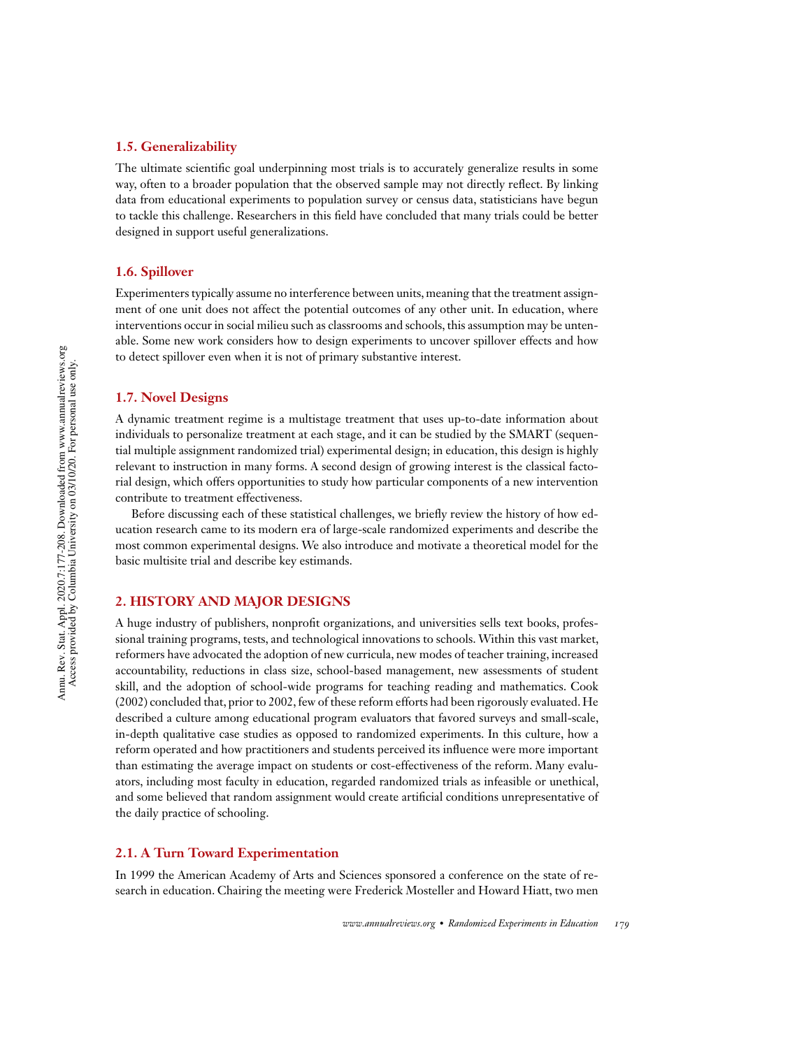### 1.5. Generalizability

The ultimate scientific goal underpinning most trials is to accurately generalize results in some way, often to a broader population that the observed sample may not directly reflect. By linking data from educational experiments to population survey or census data, statisticians have begun to tackle this challenge. Researchers in this field have concluded that many trials could be better designed in support useful generalizations.

### 1.6. Spillover

Experimenters typically assume no interference between units, meaning that the treatment assignment of one unit does not affect the potential outcomes of any other unit. In education, where interventions occur in social milieu such as classrooms and schools, this assumption may be untenable. Some new work considers how to design experiments to uncover spillover effects and how to detect spillover even when it is not of primary substantive interest.

### 1.7. Novel Designs

A dynamic treatment regime is a multistage treatment that uses up-to-date information about individuals to personalize treatment at each stage, and it can be studied by the SMART (sequential multiple assignment randomized trial) experimental design; in education, this design is highly relevant to instruction in many forms. A second design of growing interest is the classical factorial design, which offers opportunities to study how particular components of a new intervention contribute to treatment effectiveness.

Before discussing each of these statistical challenges, we briefly review the history of how education research came to its modern era of large-scale randomized experiments and describe the most common experimental designs. We also introduce and motivate a theoretical model for the basic multisite trial and describe key estimands.

## 2. HISTORY AND MAJOR DESIGNS

A huge industry of publishers, nonprofit organizations, and universities sells text books, professional training programs, tests, and technological innovations to schools. Within this vast market, reformers have advocated the adoption of new curricula, new modes of teacher training, increased accountability, reductions in class size, school-based management, new assessments of student skill, and the adoption of school-wide programs for teaching reading and mathematics. Cook (2002) concluded that, prior to 2002, few of these reform efforts had been rigorously evaluated. He described a culture among educational program evaluators that favored surveys and small-scale, in-depth qualitative case studies as opposed to randomized experiments. In this culture, how a reform operated and how practitioners and students perceived its influence were more important than estimating the average impact on students or cost-effectiveness of the reform. Many evaluators, including most faculty in education, regarded randomized trials as infeasible or unethical, and some believed that random assignment would create artificial conditions unrepresentative of the daily practice of schooling.

### 2.1. A Turn Toward Experimentation

In 1999 the American Academy of Arts and Sciences sponsored a conference on the state of research in education. Chairing the meeting were Frederick Mosteller and Howard Hiatt, two men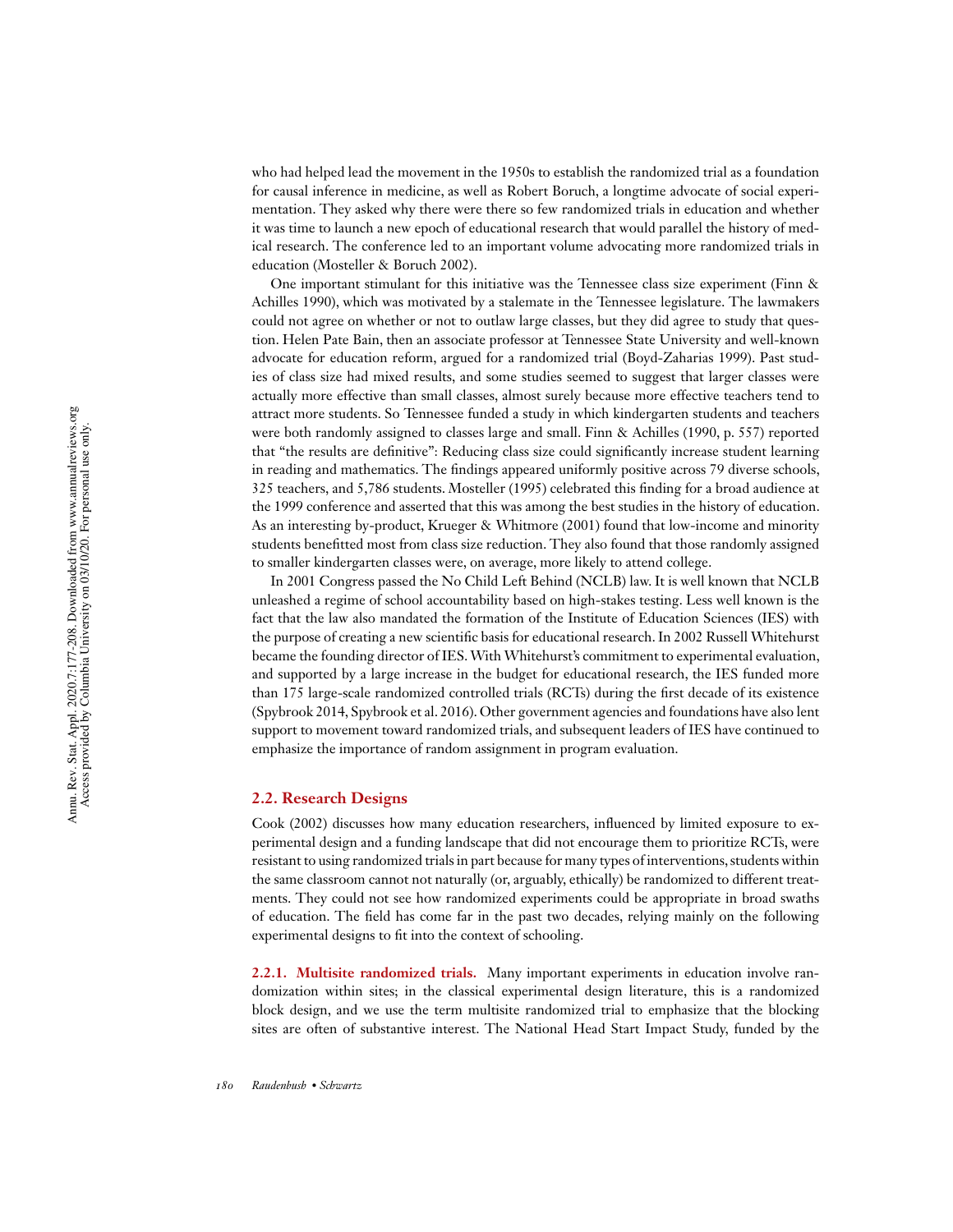who had helped lead the movement in the 1950s to establish the randomized trial as a foundation for causal inference in medicine, as well as Robert Boruch, a longtime advocate of social experimentation. They asked why there were there so few randomized trials in education and whether it was time to launch a new epoch of educational research that would parallel the history of medical research. The conference led to an important volume advocating more randomized trials in education (Mosteller & Boruch 2002).

One important stimulant for this initiative was the Tennessee class size experiment (Finn & Achilles 1990), which was motivated by a stalemate in the Tennessee legislature. The lawmakers could not agree on whether or not to outlaw large classes, but they did agree to study that question. Helen Pate Bain, then an associate professor at Tennessee State University and well-known advocate for education reform, argued for a randomized trial (Boyd-Zaharias 1999). Past studies of class size had mixed results, and some studies seemed to suggest that larger classes were actually more effective than small classes, almost surely because more effective teachers tend to attract more students. So Tennessee funded a study in which kindergarten students and teachers were both randomly assigned to classes large and small. Finn & Achilles (1990, p. 557) reported that "the results are definitive": Reducing class size could significantly increase student learning in reading and mathematics. The findings appeared uniformly positive across 79 diverse schools, 325 teachers, and 5,786 students. Mosteller (1995) celebrated this finding for a broad audience at the 1999 conference and asserted that this was among the best studies in the history of education. As an interesting by-product, Krueger & Whitmore (2001) found that low-income and minority students benefitted most from class size reduction. They also found that those randomly assigned to smaller kindergarten classes were, on average, more likely to attend college.

In 2001 Congress passed the No Child Left Behind (NCLB) law. It is well known that NCLB unleashed a regime of school accountability based on high-stakes testing. Less well known is the fact that the law also mandated the formation of the Institute of Education Sciences (IES) with the purpose of creating a new scientific basis for educational research. In 2002 Russell Whitehurst became the founding director of IES. With Whitehurst's commitment to experimental evaluation, and supported by a large increase in the budget for educational research, the IES funded more than 175 large-scale randomized controlled trials (RCTs) during the first decade of its existence (Spybrook 2014, Spybrook et al. 2016). Other government agencies and foundations have also lent support to movement toward randomized trials, and subsequent leaders of IES have continued to emphasize the importance of random assignment in program evaluation.

## 2.2. Research Designs

Cook (2002) discusses how many education researchers, influenced by limited exposure to experimental design and a funding landscape that did not encourage them to prioritize RCTs, were resistant to using randomized trials in part because for many types of interventions, students within the same classroom cannot not naturally (or, arguably, ethically) be randomized to different treatments. They could not see how randomized experiments could be appropriate in broad swaths of education. The field has come far in the past two decades, relying mainly on the following experimental designs to fit into the context of schooling.

**2.2.1. Multisite randomized trials.** Many important experiments in education involve randomization within sites; in the classical experimental design literature, this is a randomized block design, and we use the term multisite randomized trial to emphasize that the blocking sites are often of substantive interest. The National Head Start Impact Study, funded by the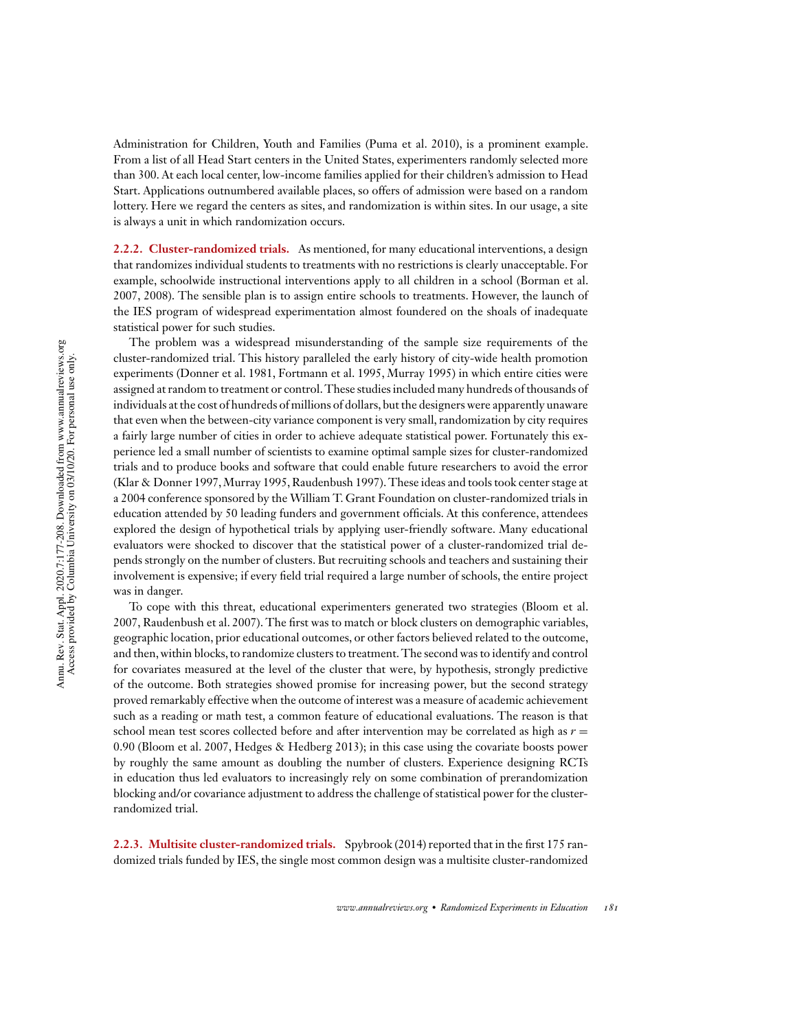Administration for Children, Youth and Families (Puma et al. 2010), is a prominent example. From a list of all Head Start centers in the United States, experimenters randomly selected more than 300. At each local center, low-income families applied for their children's admission to Head Start. Applications outnumbered available places, so offers of admission were based on a random lottery. Here we regard the centers as sites, and randomization is within sites. In our usage, a site is always a unit in which randomization occurs.

**2.2.2. Cluster-randomized trials.** As mentioned, for many educational interventions, a design that randomizes individual students to treatments with no restrictions is clearly unacceptable. For example, schoolwide instructional interventions apply to all children in a school (Borman et al. 2007, 2008). The sensible plan is to assign entire schools to treatments. However, the launch of the IES program of widespread experimentation almost foundered on the shoals of inadequate statistical power for such studies.

The problem was a widespread misunderstanding of the sample size requirements of the cluster-randomized trial. This history paralleled the early history of city-wide health promotion experiments (Donner et al. 1981, Fortmann et al. 1995, Murray 1995) in which entire cities were assigned at random to treatment or control. These studies included many hundreds of thousands of individuals at the cost of hundreds of millions of dollars, but the designers were apparently unaware that even when the between-city variance component is very small, randomization by city requires a fairly large number of cities in order to achieve adequate statistical power. Fortunately this experience led a small number of scientists to examine optimal sample sizes for cluster-randomized trials and to produce books and software that could enable future researchers to avoid the error (Klar & Donner 1997, Murray 1995, Raudenbush 1997). These ideas and tools took center stage at a 2004 conference sponsored by the William T. Grant Foundation on cluster-randomized trials in education attended by 50 leading funders and government officials. At this conference, attendees explored the design of hypothetical trials by applying user-friendly software. Many educational evaluators were shocked to discover that the statistical power of a cluster-randomized trial depends strongly on the number of clusters. But recruiting schools and teachers and sustaining their involvement is expensive; if every field trial required a large number of schools, the entire project was in danger.

To cope with this threat, educational experimenters generated two strategies (Bloom et al. 2007, Raudenbush et al. 2007). The first was to match or block clusters on demographic variables, geographic location, prior educational outcomes, or other factors believed related to the outcome, and then, within blocks, to randomize clusters to treatment. The second was to identify and control for covariates measured at the level of the cluster that were, by hypothesis, strongly predictive of the outcome. Both strategies showed promise for increasing power, but the second strategy proved remarkably effective when the outcome of interest was a measure of academic achievement such as a reading or math test, a common feature of educational evaluations. The reason is that school mean test scores collected before and after intervention may be correlated as high as $r = 0.90$ (Bloom et al. 2007, Hedges & Hedberg 2013); in this case using the covariate boosts power by roughly the same amount as doubling the number of clusters. Experience designing RCTs in education thus led evaluators to increasingly rely on some combination of prerandomization blocking and/or covariance adjustment to address the challenge of statistical power for the cluster-randomized trial.

**2.2.3. Multisite cluster-randomized trials.** Spybrook (2014) reported that in the first 175 randomized trials funded by IES, the single most common design was a multisite cluster-randomized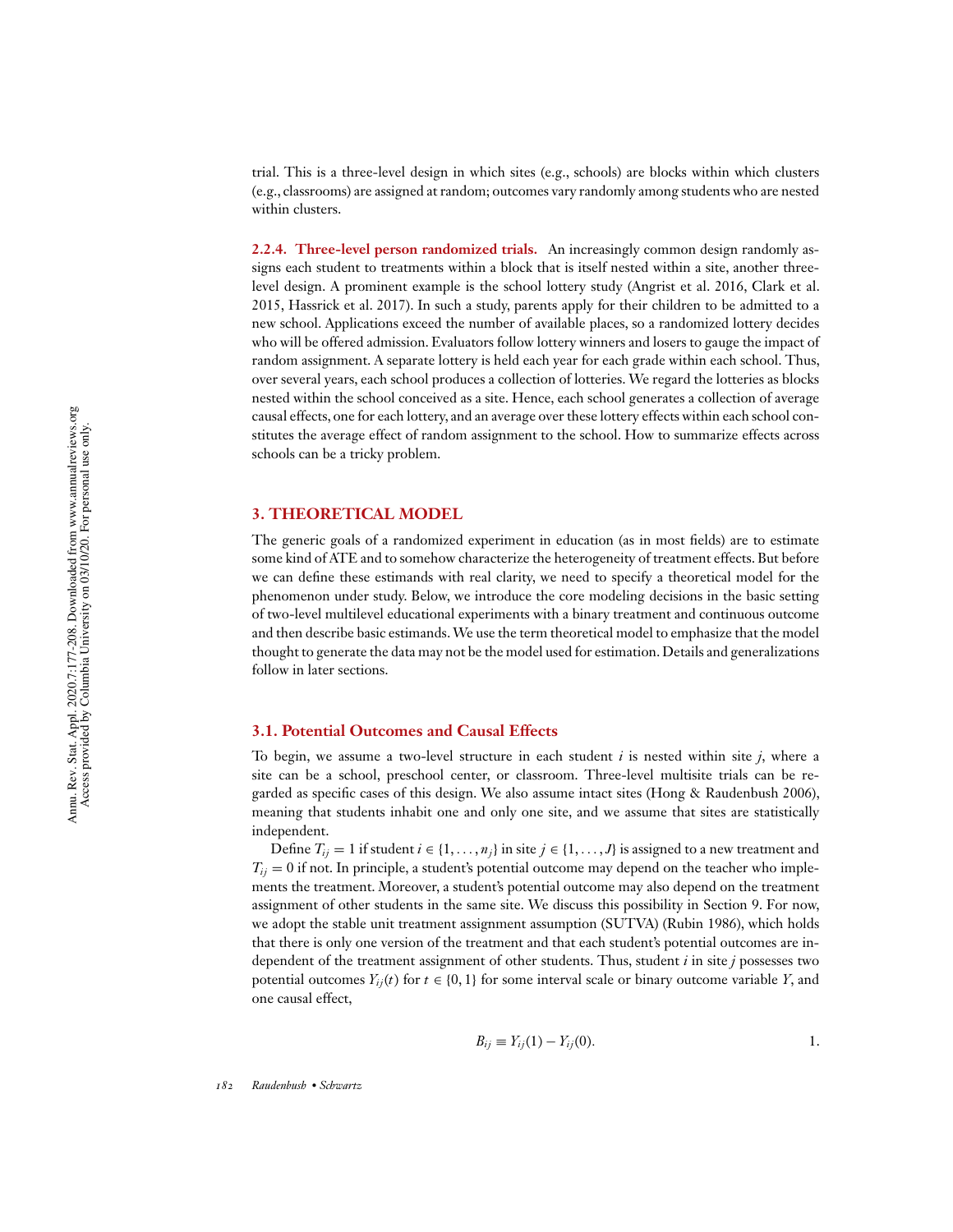trial. This is a three-level design in which sites (e.g., schools) are blocks within which clusters (e.g., classrooms) are assigned at random; outcomes vary randomly among students who are nested within clusters.

**2.2.4. Three-level person randomized trials.** An increasingly common design randomly assigns each student to treatments within a block that is itself nested within a site, another three-level design. A prominent example is the school lottery study (Angrist et al. 2016, Clark et al. 2015, Hassrick et al. 2017). In such a study, parents apply for their children to be admitted to a new school. Applications exceed the number of available places, so a randomized lottery decides who will be offered admission. Evaluators follow lottery winners and losers to gauge the impact of random assignment. A separate lottery is held each year for each grade within each school. Thus, over several years, each school produces a collection of lotteries. We regard the lotteries as blocks nested within the school conceived as a site. Hence, each school generates a collection of average causal effects, one for each lottery, and an average over these lottery effects within each school constitutes the average effect of random assignment to the school. How to summarize effects across schools can be a tricky problem.

## 3. THEORETICAL MODEL

The generic goals of a randomized experiment in education (as in most fields) are to estimate some kind of ATE and to somehow characterize the heterogeneity of treatment effects. But before we can define these estimands with real clarity, we need to specify a theoretical model for the phenomenon under study. Below, we introduce the core modeling decisions in the basic setting of two-level multilevel educational experiments with a binary treatment and continuous outcome and then describe basic estimands. We use the term theoretical model to emphasize that the model thought to generate the data may not be the model used for estimation. Details and generalizations follow in later sections.

### 3.1. Potential Outcomes and Causal Effects

To begin, we assume a two-level structure in each student $i$ is nested within site $j$, where a site can be a school, preschool center, or classroom. Three-level multisite trials can be regarded as specific cases of this design. We also assume intact sites (Hong & Raudenbush 2006), meaning that students inhabit one and only one site, and we assume that sites are statistically independent.

Define $T_{ij} = 1$ if student $i \in \{1, \ldots, n_j\}$ in site $j \in \{1, \ldots, J\}$ is assigned to a new treatment and $T_{ij} = 0$ if not. In principle, a student's potential outcome may depend on the teacher who implements the treatment. Moreover, a student's potential outcome may also depend on the treatment assignment of other students in the same site. We discuss this possibility in Section 9. For now, we adopt the stable unit treatment assignment assumption (SUTVA) (Rubin 1986), which holds that there is only one version of the treatment and that each student's potential outcomes are independent of the treatment assignment of other students. Thus, student $i$ in site $j$ possesses two potential outcomes $Y_{ij}(t)$ for $t \in \{0, 1\}$ for some interval scale or binary outcome variable $Y$, and one causal effect,

$$B_{ij} \equiv Y_{ij}(1) - Y_{ij}(0). \qquad 1.$$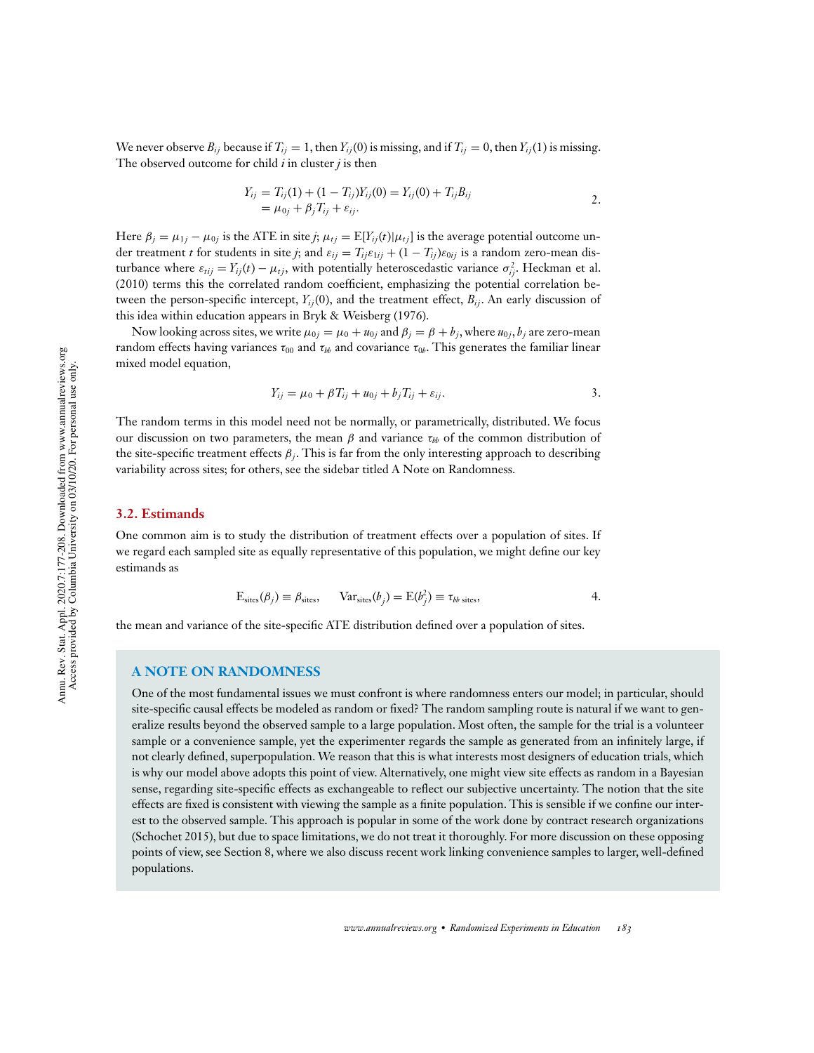We never observe $B_{ij}$ because if $T_{ij} = 1$, then $Y_{ij}(0)$ is missing, and if $T_{ij} = 0$, then $Y_{ij}(1)$ is missing. The observed outcome for child $i$ in cluster $j$ is then

$$
\begin{aligned}
Y_{ij} &= T_{ij}(1) + (1 - T_{ij})Y_{ij}(0) = Y_{ij}(0) + T_{ij}B_{ij} \\
&= \mu_{0j} + \beta_j T_{ij} + \varepsilon_{ij}.
\end{aligned}
\tag{2}
$$

Here $\beta_j = \mu_{1j} - \mu_{0j}$ is the ATE in site $j$; $\mu_{tj} = \mathrm{E}[Y_{ij}(t)|\mu_{tj}]$ is the average potential outcome under treatment $t$ for students in site $j$; and $\varepsilon_{ij} = T_{ij}\varepsilon_{1ij} + (1 - T_{ij})\varepsilon_{0ij}$ is a random zero-mean disturbance where $\varepsilon_{tij} = Y_{ij}(t) - \mu_{tj}$, with potentially heteroscedastic variance $\sigma^2_{ij}$. Heckman et al. (2010) terms this the correlated random coefficient, emphasizing the potential correlation between the person-specific intercept, $Y_{ij}(0)$, and the treatment effect, $B_{ij}$. An early discussion of this idea within education appears in Bryk & Weisberg (1976).

Now looking across sites, we write $\mu_{0j} = \mu_0 + u_{0j}$ and $\beta_j = \beta + b_j$, where $u_{0j}, b_j$ are zero-mean random effects having variances $\tau_{00}$ and $\tau_{bb}$ and covariance $\tau_{0b}$. This generates the familiar linear mixed model equation,

$$
Y_{ij} = \mu_0 + \beta T_{ij} + u_{0j} + b_j T_{ij} + \varepsilon_{ij}. \tag{3}
$$

The random terms in this model need not be normally, or parametrically, distributed. We focus our discussion on two parameters, the mean $\beta$ and variance $\tau_{bb}$ of the common distribution of the site-specific treatment effects $\beta_j$. This is far from the only interesting approach to describing variability across sites; for others, see the sidebar titled A Note on Randomness.

### 3.2. Estimands

One common aim is to study the distribution of treatment effects over a population of sites. If we regard each sampled site as equally representative of this population, we might define our key estimands as

$$
\mathrm{E}_{\text{sites}}(\beta_j) \equiv \beta_{\text{sites}}, \qquad \mathrm{Var}_{\text{sites}}(b_j) = \mathrm{E}(b_j^2) \equiv \tau_{bb\ \text{sites}}, \tag{4}
$$

the mean and variance of the site-specific ATE distribution defined over a population of sites.

#### A NOTE ON RANDOMNESS

One of the most fundamental issues we must confront is where randomness enters our model; in particular, should site-specific causal effects be modeled as random or fixed? The random sampling route is natural if we want to generalize results beyond the observed sample to a large population. Most often, the sample for the trial is a volunteer sample or a convenience sample, yet the experimenter regards the sample as generated from an infinitely large, if not clearly defined, superpopulation. We reason that this is what interests most designers of education trials, which is why our model above adopts this point of view. Alternatively, one might view site effects as random in a Bayesian sense, regarding site-specific effects as exchangeable to reflect our subjective uncertainty. The notion that the site effects are fixed is consistent with viewing the sample as a finite population. This is sensible if we confine our interest to the observed sample. This approach is popular in some of the work done by contract research organizations (Schochet 2015), but due to space limitations, we do not treat it thoroughly. For more discussion on these opposing points of view, see Section 8, where we also discuss recent work linking convenience samples to larger, well-defined populations.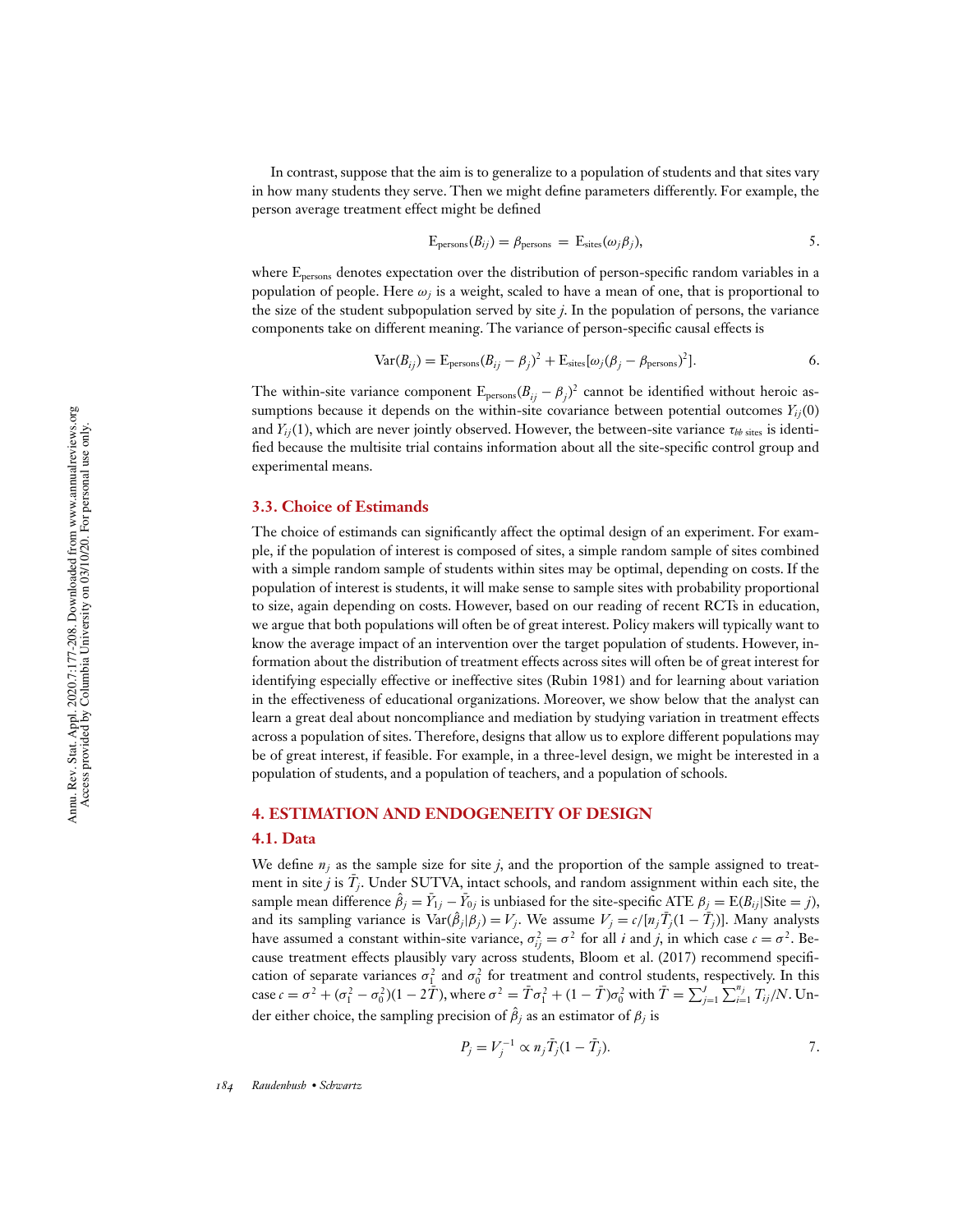In contrast, suppose that the aim is to generalize to a population of students and that sites vary in how many students they serve. Then we might define parameters differently. For example, the person average treatment effect might be defined

$$\mathrm{E}_{\mathrm{persons}}(B_{ij}) = \beta_{\mathrm{persons}} = \mathrm{E}_{\mathrm{sites}}(\omega_j \beta_j), \qquad 5.$$

where $\mathrm{E}_{\mathrm{persons}}$ denotes expectation over the distribution of person-specific random variables in a population of people. Here $\omega_j$ is a weight, scaled to have a mean of one, that is proportional to the size of the student subpopulation served by site $j$. In the population of persons, the variance components take on different meaning. The variance of person-specific causal effects is

$$\mathrm{Var}(B_{ij}) = \mathrm{E}_{\mathrm{persons}}(B_{ij} - \beta_j)^2 + \mathrm{E}_{\mathrm{sites}}[\omega_j(\beta_j - \beta_{\mathrm{persons}})^2]. \qquad 6.$$

The within-site variance component $\mathrm{E}_{\mathrm{persons}}(B_{ij} - \beta_j)^2$ cannot be identified without heroic assumptions because it depends on the within-site covariance between potential outcomes $Y_{ij}(0)$ and $Y_{ij}(1)$, which are never jointly observed. However, the between-site variance $\tau_{bb\ \mathrm{sites}}$ is identified because the multisite trial contains information about all the site-specific control group and experimental means.

### 3.3. Choice of Estimands

The choice of estimands can significantly affect the optimal design of an experiment. For example, if the population of interest is composed of sites, a simple random sample of sites combined with a simple random sample of students within sites may be optimal, depending on costs. If the population of interest is students, it will make sense to sample sites with probability proportional to size, again depending on costs. However, based on our reading of recent RCTs in education, we argue that both populations will often be of great interest. Policy makers will typically want to know the average impact of an intervention over the target population of students. However, information about the distribution of treatment effects across sites will often be of great interest for identifying especially effective or ineffective sites (Rubin 1981) and for learning about variation in the effectiveness of educational organizations. Moreover, we show below that the analyst can learn a great deal about noncompliance and mediation by studying variation in treatment effects across a population of sites. Therefore, designs that allow us to explore different populations may be of great interest, if feasible. For example, in a three-level design, we might be interested in a population of students, and a population of teachers, and a population of schools.

## 4. ESTIMATION AND ENDOGENEITY OF DESIGN

### 4.1. Data

We define $n_j$ as the sample size for site $j$, and the proportion of the sample assigned to treatment in site $j$ is $\bar{T}_j$. Under SUTVA, intact schools, and random assignment within each site, the sample mean difference $\hat{\beta}_j = \bar{Y}_{1j} - \bar{Y}_{0j}$ is unbiased for the site-specific ATE $\beta_j = \mathrm{E}(B_{ij}|\mathrm{Site} = j)$, and its sampling variance is $\mathrm{Var}(\hat{\beta}_j|\beta_j) = V_j$. We assume $V_j = c/[n_j \bar{T}_j(1 - \bar{T}_j)]$. Many analysts have assumed a constant within-site variance, $\sigma_{ij}^2 = \sigma^2$ for all $i$ and $j$, in which case $c = \sigma^2$. Because treatment effects plausibly vary across students, Bloom et al. (2017) recommend specification of separate variances $\sigma_1^2$ and $\sigma_0^2$ for treatment and control students, respectively. In this case $c = \sigma^2 + (\sigma_1^2 - \sigma_0^2)(1 - 2\bar{T})$, where $\sigma^2 = \bar{T}\sigma_1^2 + (1 - \bar{T})\sigma_0^2$ with $\bar{T} = \sum_{j=1}^{J}\sum_{i=1}^{n_j} T_{ij}/N$. Under either choice, the sampling precision of $\hat{\beta}_j$ as an estimator of $\beta_j$ is

$$P_j = V_j^{-1} \propto n_j \bar{T}_j(1 - \bar{T}_j). \qquad 7.$$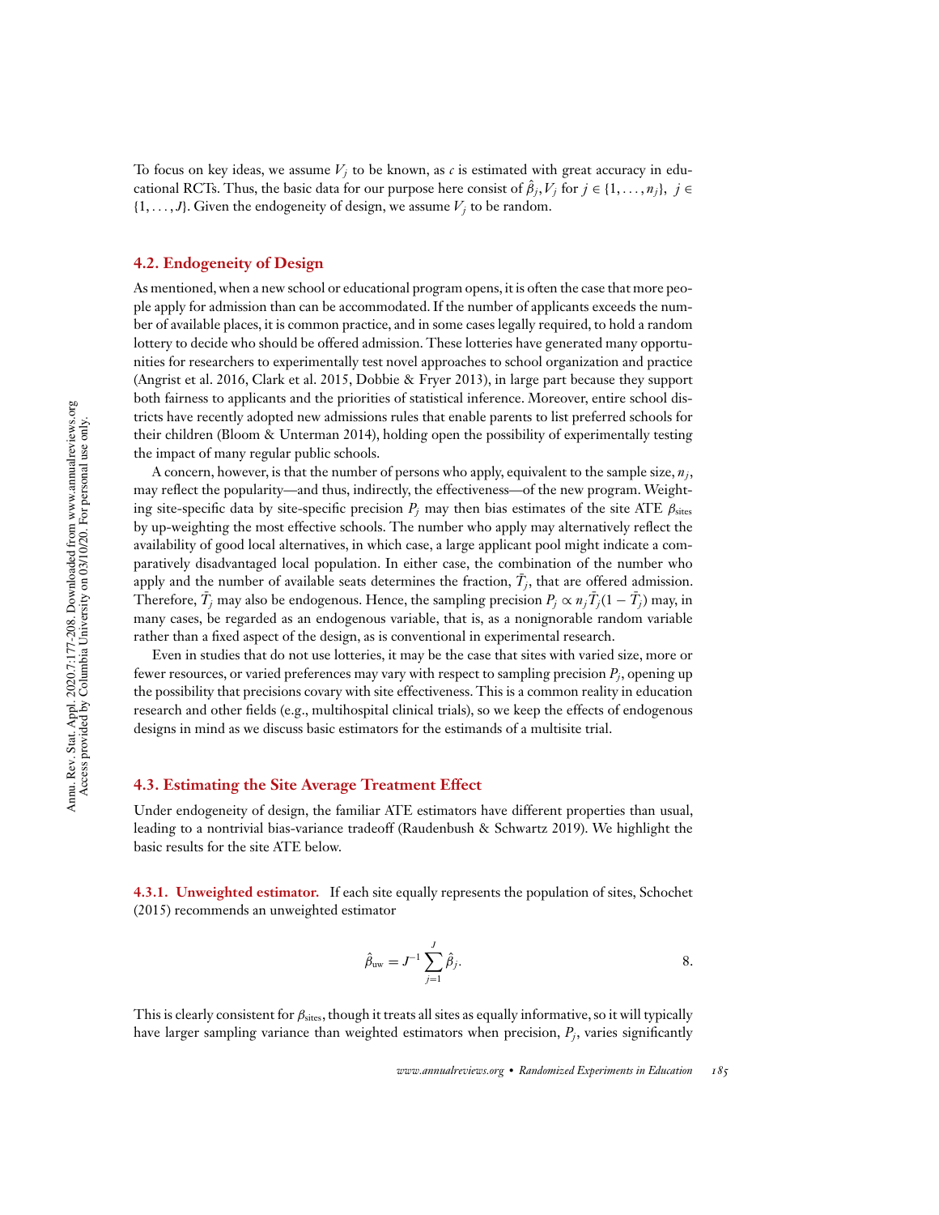To focus on key ideas, we assume $V_j$ to be known, as $c$ is estimated with great accuracy in educational RCTs. Thus, the basic data for our purpose here consist of $\hat{\beta}_j, V_j$ for $j \in \{1, \ldots, n_j\},\ j \in \{1, \ldots, J\}$. Given the endogeneity of design, we assume $V_j$ to be random.

### 4.2. Endogeneity of Design

As mentioned, when a new school or educational program opens, it is often the case that more people apply for admission than can be accommodated. If the number of applicants exceeds the number of available places, it is common practice, and in some cases legally required, to hold a random lottery to decide who should be offered admission. These lotteries have generated many opportunities for researchers to experimentally test novel approaches to school organization and practice (Angrist et al. 2016, Clark et al. 2015, Dobbie & Fryer 2013), in large part because they support both fairness to applicants and the priorities of statistical inference. Moreover, entire school districts have recently adopted new admissions rules that enable parents to list preferred schools for their children (Bloom & Unterman 2014), holding open the possibility of experimentally testing the impact of many regular public schools.

A concern, however, is that the number of persons who apply, equivalent to the sample size, $n_j$, may reflect the popularity—and thus, indirectly, the effectiveness—of the new program. Weighting site-specific data by site-specific precision $P_j$ may then bias estimates of the site ATE $\beta_{\text{sites}}$ by up-weighting the most effective schools. The number who apply may alternatively reflect the availability of good local alternatives, in which case, a large applicant pool might indicate a comparatively disadvantaged local population. In either case, the combination of the number who apply and the number of available seats determines the fraction, $\bar{T}_j$, that are offered admission. Therefore, $\bar{T}_j$ may also be endogenous. Hence, the sampling precision $P_j \propto n_j \bar{T}_j (1 - \bar{T}_j)$ may, in many cases, be regarded as an endogenous variable, that is, as a nonignorable random variable rather than a fixed aspect of the design, as is conventional in experimental research.

Even in studies that do not use lotteries, it may be the case that sites with varied size, more or fewer resources, or varied preferences may vary with respect to sampling precision $P_j$, opening up the possibility that precisions covary with site effectiveness. This is a common reality in education research and other fields (e.g., multihospital clinical trials), so we keep the effects of endogenous designs in mind as we discuss basic estimators for the estimands of a multisite trial.

### 4.3. Estimating the Site Average Treatment Effect

Under endogeneity of design, the familiar ATE estimators have different properties than usual, leading to a nontrivial bias-variance tradeoff (Raudenbush & Schwartz 2019). We highlight the basic results for the site ATE below.

**4.3.1. Unweighted estimator.** If each site equally represents the population of sites, Schochet (2015) recommends an unweighted estimator

$$\hat{\beta}_{\text{uw}} = J^{-1} \sum_{j=1}^{J} \hat{\beta}_j. \qquad 8.$$

This is clearly consistent for $\beta_{\text{sites}}$, though it treats all sites as equally informative, so it will typically have larger sampling variance than weighted estimators when precision, $P_j$, varies significantly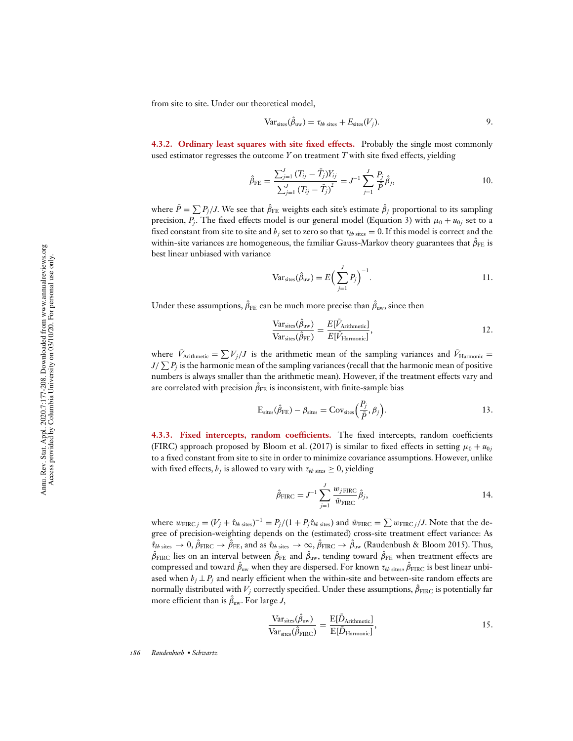from site to site. Under our theoretical model,

$$\text{Var}_{\text{sites}}(\hat{\beta}_{\text{uw}}) = \tau_{bb\text{ sites}} + E_{\text{sites}}(V_j). \tag{9}$$

### 4.3.2. Ordinary least squares with site fixed effects.

Probably the single most commonly used estimator regresses the outcome $Y$ on treatment $T$ with site fixed effects, yielding

$$\hat{\beta}_{\text{FE}} = \frac{\sum_{j=1}^{J}(T_{ij} - \bar{T}_j)Y_{ij}}{\sum_{j=1}^{J}(T_{ij} - \bar{T}_j)^2} = J^{-1}\sum_{j=1}^{J}\frac{P_j}{\bar{P}}\hat{\beta}_j, \tag{10}$$

where $\bar{P} = \sum P_j/J$. We see that $\hat{\beta}_{\text{FE}}$ weights each site's estimate $\hat{\beta}_j$ proportional to its sampling precision, $P_j$. The fixed effects model is our general model (Equation 3) with $\mu_0 + u_{0j}$ set to a fixed constant from site to site and $b_j$ set to zero so that $\tau_{bb\text{ sites}} = 0$. If this model is correct and the within-site variances are homogeneous, the familiar Gauss-Markov theory guarantees that $\hat{\beta}_{\text{FE}}$ is best linear unbiased with variance

$$\text{Var}_{\text{sites}}(\hat{\beta}_{\text{uw}}) = E\Big(\sum_{j=1}^{J}P_j\Big)^{-1}. \tag{11}$$

Under these assumptions, $\hat{\beta}_{\text{FE}}$ can be much more precise than $\hat{\beta}_{\text{uw}}$, since then

$$\frac{\text{Var}_{\text{sites}}(\hat{\beta}_{\text{uw}})}{\text{Var}_{\text{sites}}(\hat{\beta}_{\text{FE}})} = \frac{E[\bar{V}_{\text{Arithmetic}}]}{E[\bar{V}_{\text{Harmonic}}]}, \tag{12}$$

where $\bar{V}_{\text{Arithmetic}} = \sum V_j/J$ is the arithmetic mean of the sampling variances and $\bar{V}_{\text{Harmonic}} = J/\sum P_j$ is the harmonic mean of the sampling variances (recall that the harmonic mean of positive numbers is always smaller than the arithmetic mean). However, if the treatment effects vary and are correlated with precision $\hat{\beta}_{\text{FE}}$ is inconsistent, with finite-sample bias

$$\text{E}_{\text{sites}}(\hat{\beta}_{\text{FE}}) - \beta_{\text{sites}} = \text{Cov}_{\text{sites}}\Big(\frac{P_j}{\bar{P}}, \beta_j\Big). \tag{13}$$

### 4.3.3. Fixed intercepts, random coefficients.

The fixed intercepts, random coefficients (FIRC) approach proposed by Bloom et al. (2017) is similar to fixed effects in setting $\mu_0 + u_{0j}$ to a fixed constant from site to site in order to minimize covariance assumptions. However, unlike with fixed effects, $b_j$ is allowed to vary with $\tau_{bb\text{ sites}} \geq 0$, yielding

$$\hat{\beta}_{\text{FIRC}} = J^{-1}\sum_{j=1}^{J}\frac{w_{j\,\text{FIRC}}}{\bar{w}_{\text{FIRC}}}\hat{\beta}_j, \tag{14}$$

where $w_{\text{FIRC}\,j} = (V_j + \hat{\tau}_{bb\text{ sites}})^{-1} = P_j/(1 + P_j\hat{\tau}_{bb\text{ sites}})$ and $\bar{w}_{\text{FIRC}} = \sum w_{\text{FIRC}\,j}/J$. Note that the degree of precision-weighting depends on the (estimated) cross-site treatment effect variance: As $\hat{\tau}_{bb\text{ sites}} \to 0$, $\hat{\beta}_{\text{FIRC}} \to \hat{\beta}_{\text{FE}}$, and as $\hat{\tau}_{bb\text{ sites}} \to \infty$, $\hat{\beta}_{\text{FIRC}} \to \hat{\beta}_{\text{uw}}$ (Raudenbush & Bloom 2015). Thus, $\hat{\beta}_{\text{FIRC}}$ lies on an interval between $\hat{\beta}_{\text{FE}}$ and $\hat{\beta}_{\text{uw}}$, tending toward $\hat{\beta}_{\text{FE}}$ when treatment effects are compressed and toward $\hat{\beta}_{\text{uw}}$ when they are dispersed. For known $\tau_{bb\text{ sites}}$, $\hat{\beta}_{\text{FIRC}}$ is best linear unbiased when $b_j \perp P_j$ and nearly efficient when the within-site and between-site random effects are normally distributed with $V_j$ correctly specified. Under these assumptions, $\hat{\beta}_{\text{FIRC}}$ is potentially far more efficient than is $\hat{\beta}_{\text{uw}}$. For large $J$,

$$\frac{\text{Var}_{\text{sites}}(\hat{\beta}_{\text{uw}})}{\text{Var}_{\text{sites}}(\hat{\beta}_{\text{FIRC}})} = \frac{\text{E}[\bar{D}_{\text{Arithmetic}}]}{\text{E}[\bar{D}_{\text{Harmonic}}]}, \tag{15}$$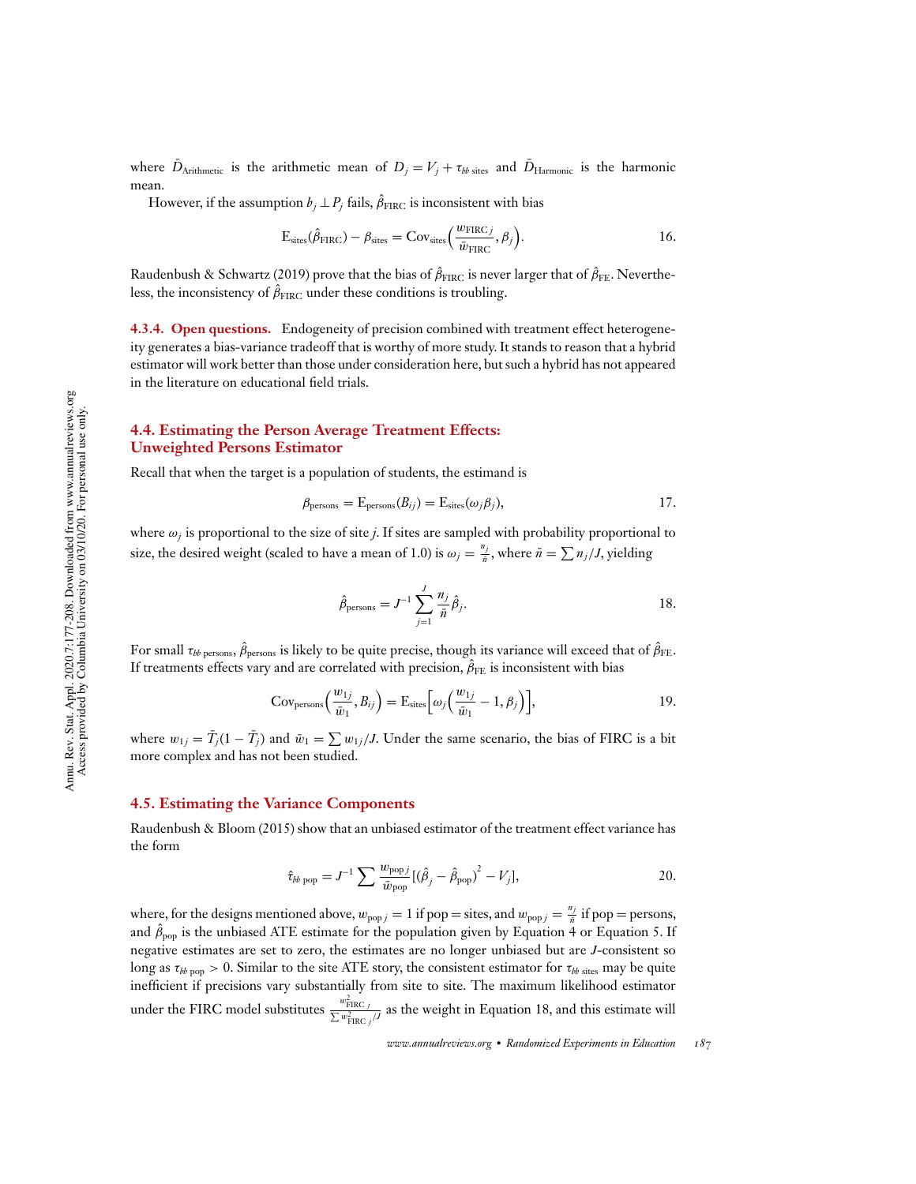where $\bar{D}_{\text{Arithmetic}}$ is the arithmetic mean of $D_j = V_j + \tau_{bb\ \text{sites}}$ and $\bar{D}_{\text{Harmonic}}$ is the harmonic mean.

However, if the assumption $b_j \perp P_j$ fails, $\hat{\beta}_{\text{FIRC}}$ is inconsistent with bias

$$\text{E}_{\text{sites}}(\hat{\beta}_{\text{FIRC}}) - \beta_{\text{sites}} = \text{Cov}_{\text{sites}}\Big(\frac{w_{\text{FIRC}\ j}}{\bar{w}_{\text{FIRC}}}, \beta_j\Big). \tag{16}$$

Raudenbush & Schwartz (2019) prove that the bias of $\hat{\beta}_{\text{FIRC}}$ is never larger that of $\hat{\beta}_{\text{FE}}$. Nevertheless, the inconsistency of $\hat{\beta}_{\text{FIRC}}$ under these conditions is troubling.

**4.3.4. Open questions.** Endogeneity of precision combined with treatment effect heterogeneity generates a bias-variance tradeoff that is worthy of more study. It stands to reason that a hybrid estimator will work better than those under consideration here, but such a hybrid has not appeared in the literature on educational field trials.

### 4.4. Estimating the Person Average Treatment Effects: Unweighted Persons Estimator

Recall that when the target is a population of students, the estimand is

$$\beta_{\text{persons}} = \text{E}_{\text{persons}}(B_{ij}) = \text{E}_{\text{sites}}(\omega_j \beta_j), \tag{17}$$

where $\omega_j$ is proportional to the size of site $j$. If sites are sampled with probability proportional to size, the desired weight (scaled to have a mean of 1.0) is $\omega_j = \frac{n_j}{\bar{n}}$, where $\bar{n} = \sum n_j / J$, yielding

$$\hat{\beta}_{\text{persons}} = J^{-1} \sum_{j=1}^{J} \frac{n_j}{\bar{n}} \hat{\beta}_j. \tag{18}$$

For small $\tau_{bb\ \text{persons}}$, $\hat{\beta}_{\text{persons}}$ is likely to be quite precise, though its variance will exceed that of $\hat{\beta}_{\text{FE}}$. If treatments effects vary and are correlated with precision, $\hat{\beta}_{\text{FE}}$ is inconsistent with bias

$$\text{Cov}_{\text{persons}}\Big(\frac{w_{1j}}{\bar{w}_1}, B_{ij}\Big) = \text{E}_{\text{sites}}\Big[\omega_j\Big(\frac{w_{1j}}{\bar{w}_1} - 1, \beta_j\Big)\Big], \tag{19}$$

where $w_{1j} = \bar{T}_j(1 - \bar{T}_j)$ and $\bar{w}_1 = \sum w_{1j}/J$. Under the same scenario, the bias of FIRC is a bit more complex and has not been studied.

### 4.5. Estimating the Variance Components

Raudenbush & Bloom (2015) show that an unbiased estimator of the treatment effect variance has the form

$$\hat{\tau}_{bb\ \text{pop}} = J^{-1} \sum \frac{w_{\text{pop}\ j}}{\bar{w}_{\text{pop}}} [(\hat{\beta}_j - \hat{\beta}_{\text{pop}})^2 - V_j], \tag{20}$$

where, for the designs mentioned above, $w_{\text{pop}\ j} = 1$ if pop = sites, and $w_{\text{pop}\ j} = \frac{n_j}{\bar{n}}$ if pop = persons, and $\hat{\beta}_{\text{pop}}$ is the unbiased ATE estimate for the population given by Equation 4 or Equation 5. If negative estimates are set to zero, the estimates are no longer unbiased but are $J$-consistent so long as $\tau_{bb\ \text{pop}} > 0$. Similar to the site ATE story, the consistent estimator for $\tau_{bb\ \text{sites}}$ may be quite inefficient if precisions vary substantially from site to site. The maximum likelihood estimator under the FIRC model substitutes $\frac{w^2_{\text{FIRC}\ j}}{\sum w^2_{\text{FIRC}\ j}/J}$ as the weight in Equation 18, and this estimate will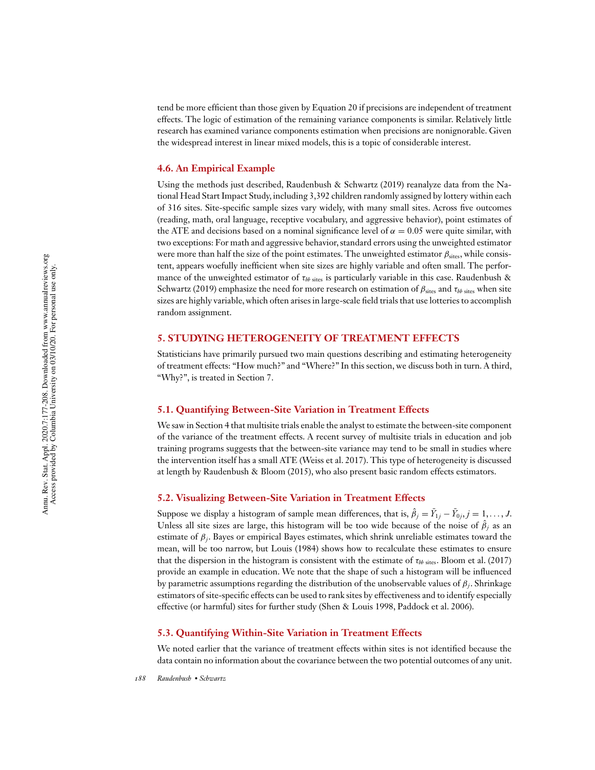tend be more efficient than those given by Equation 20 if precisions are independent of treatment effects. The logic of estimation of the remaining variance components is similar. Relatively little research has examined variance components estimation when precisions are nonignorable. Given the widespread interest in linear mixed models, this is a topic of considerable interest.

### 4.6. An Empirical Example

Using the methods just described, Raudenbush & Schwartz (2019) reanalyze data from the National Head Start Impact Study, including 3,392 children randomly assigned by lottery within each of 316 sites. Site-specific sample sizes vary widely, with many small sites. Across five outcomes (reading, math, oral language, receptive vocabulary, and aggressive behavior), point estimates of the ATE and decisions based on a nominal significance level of $\alpha = 0.05$ were quite similar, with two exceptions: For math and aggressive behavior, standard errors using the unweighted estimator were more than half the size of the point estimates. The unweighted estimator $\beta_{\text{sites}}$, while consistent, appears woefully inefficient when site sizes are highly variable and often small. The performance of the unweighted estimator of $\tau_{bb\ \text{sites}}$ is particularly variable in this case. Raudenbush & Schwartz (2019) emphasize the need for more research on estimation of $\beta_{\text{sites}}$ and $\tau_{bb\ \text{sites}}$ when site sizes are highly variable, which often arises in large-scale field trials that use lotteries to accomplish random assignment.

## 5. STUDYING HETEROGENEITY OF TREATMENT EFFECTS

Statisticians have primarily pursued two main questions describing and estimating heterogeneity of treatment effects: "How much?" and "Where?" In this section, we discuss both in turn. A third, "Why?", is treated in Section 7.

### 5.1. Quantifying Between-Site Variation in Treatment Effects

We saw in Section 4 that multisite trials enable the analyst to estimate the between-site component of the variance of the treatment effects. A recent survey of multisite trials in education and job training programs suggests that the between-site variance may tend to be small in studies where the intervention itself has a small ATE (Weiss et al. 2017). This type of heterogeneity is discussed at length by Raudenbush & Bloom (2015), who also present basic random effects estimators.

### 5.2. Visualizing Between-Site Variation in Treatment Effects

Suppose we display a histogram of sample mean differences, that is, $\hat{\beta}_j = \bar{Y}_{1j} - \bar{Y}_{0j}, j = 1, \ldots, J$. Unless all site sizes are large, this histogram will be too wide because of the noise of $\hat{\beta}_j$ as an estimate of $\beta_j$. Bayes or empirical Bayes estimates, which shrink unreliable estimates toward the mean, will be too narrow, but Louis (1984) shows how to recalculate these estimates to ensure that the dispersion in the histogram is consistent with the estimate of $\tau_{bb\ \text{sites}}$. Bloom et al. (2017) provide an example in education. We note that the shape of such a histogram will be influenced by parametric assumptions regarding the distribution of the unobservable values of $\beta_j$. Shrinkage estimators of site-specific effects can be used to rank sites by effectiveness and to identify especially effective (or harmful) sites for further study (Shen & Louis 1998, Paddock et al. 2006).

### 5.3. Quantifying Within-Site Variation in Treatment Effects

We noted earlier that the variance of treatment effects within sites is not identified because the data contain no information about the covariance between the two potential outcomes of any unit.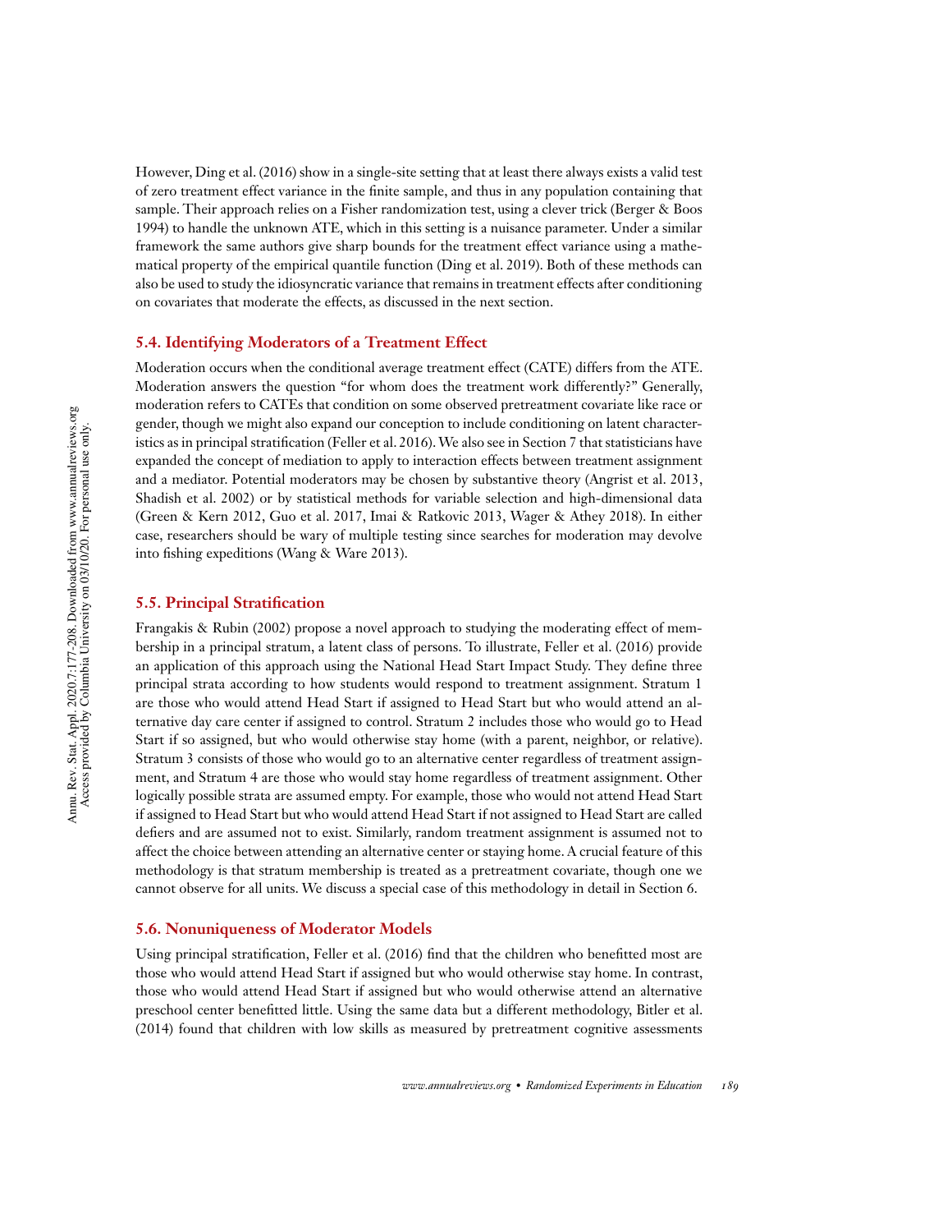However, Ding et al. (2016) show in a single-site setting that at least there always exists a valid test of zero treatment effect variance in the finite sample, and thus in any population containing that sample. Their approach relies on a Fisher randomization test, using a clever trick (Berger & Boos 1994) to handle the unknown ATE, which in this setting is a nuisance parameter. Under a similar framework the same authors give sharp bounds for the treatment effect variance using a mathematical property of the empirical quantile function (Ding et al. 2019). Both of these methods can also be used to study the idiosyncratic variance that remains in treatment effects after conditioning on covariates that moderate the effects, as discussed in the next section.

### 5.4. Identifying Moderators of a Treatment Effect

Moderation occurs when the conditional average treatment effect (CATE) differs from the ATE. Moderation answers the question "for whom does the treatment work differently?" Generally, moderation refers to CATEs that condition on some observed pretreatment covariate like race or gender, though we might also expand our conception to include conditioning on latent characteristics as in principal stratification (Feller et al. 2016). We also see in Section 7 that statisticians have expanded the concept of mediation to apply to interaction effects between treatment assignment and a mediator. Potential moderators may be chosen by substantive theory (Angrist et al. 2013, Shadish et al. 2002) or by statistical methods for variable selection and high-dimensional data (Green & Kern 2012, Guo et al. 2017, Imai & Ratkovic 2013, Wager & Athey 2018). In either case, researchers should be wary of multiple testing since searches for moderation may devolve into fishing expeditions (Wang & Ware 2013).

### 5.5. Principal Stratification

Frangakis & Rubin (2002) propose a novel approach to studying the moderating effect of membership in a principal stratum, a latent class of persons. To illustrate, Feller et al. (2016) provide an application of this approach using the National Head Start Impact Study. They define three principal strata according to how students would respond to treatment assignment. Stratum 1 are those who would attend Head Start if assigned to Head Start but who would attend an alternative day care center if assigned to control. Stratum 2 includes those who would go to Head Start if so assigned, but who would otherwise stay home (with a parent, neighbor, or relative). Stratum 3 consists of those who would go to an alternative center regardless of treatment assignment, and Stratum 4 are those who would stay home regardless of treatment assignment. Other logically possible strata are assumed empty. For example, those who would not attend Head Start if assigned to Head Start but who would attend Head Start if not assigned to Head Start are called defiers and are assumed not to exist. Similarly, random treatment assignment is assumed not to affect the choice between attending an alternative center or staying home. A crucial feature of this methodology is that stratum membership is treated as a pretreatment covariate, though one we cannot observe for all units. We discuss a special case of this methodology in detail in Section 6.

### 5.6. Nonuniqueness of Moderator Models

Using principal stratification, Feller et al. (2016) find that the children who benefitted most are those who would attend Head Start if assigned but who would otherwise stay home. In contrast, those who would attend Head Start if assigned but who would otherwise attend an alternative preschool center benefitted little. Using the same data but a different methodology, Bitler et al. (2014) found that children with low skills as measured by pretreatment cognitive assessments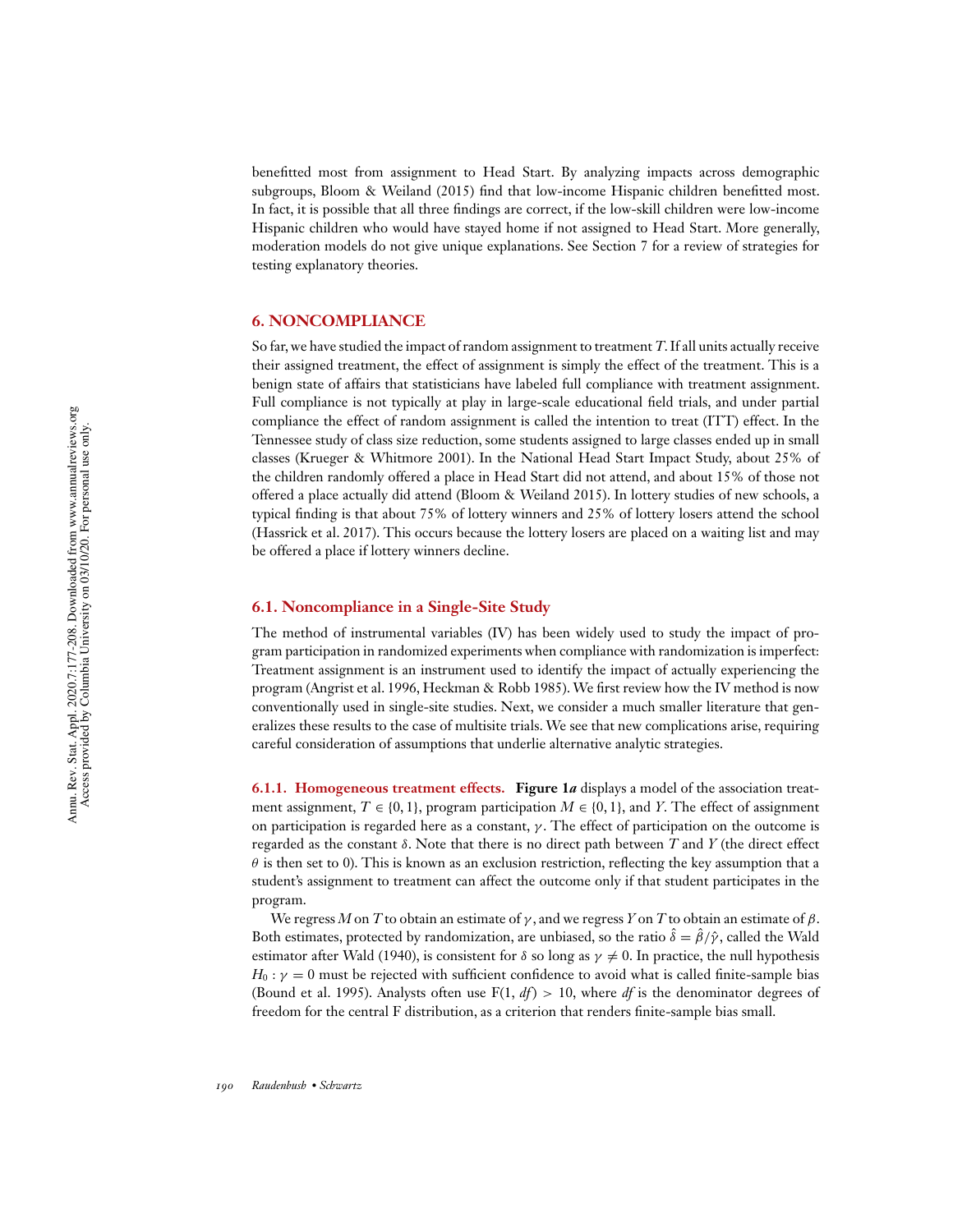benefitted most from assignment to Head Start. By analyzing impacts across demographic subgroups, Bloom & Weiland (2015) find that low-income Hispanic children benefitted most. In fact, it is possible that all three findings are correct, if the low-skill children were low-income Hispanic children who would have stayed home if not assigned to Head Start. More generally, moderation models do not give unique explanations. See Section 7 for a review of strategies for testing explanatory theories.

## 6. NONCOMPLIANCE

So far, we have studied the impact of random assignment to treatment $T$. If all units actually receive their assigned treatment, the effect of assignment is simply the effect of the treatment. This is a benign state of affairs that statisticians have labeled full compliance with treatment assignment. Full compliance is not typically at play in large-scale educational field trials, and under partial compliance the effect of random assignment is called the intention to treat (ITT) effect. In the Tennessee study of class size reduction, some students assigned to large classes ended up in small classes (Krueger & Whitmore 2001). In the National Head Start Impact Study, about 25% of the children randomly offered a place in Head Start did not attend, and about 15% of those not offered a place actually did attend (Bloom & Weiland 2015). In lottery studies of new schools, a typical finding is that about 75% of lottery winners and 25% of lottery losers attend the school (Hassrick et al. 2017). This occurs because the lottery losers are placed on a waiting list and may be offered a place if lottery winners decline.

### 6.1. Noncompliance in a Single-Site Study

The method of instrumental variables (IV) has been widely used to study the impact of program participation in randomized experiments when compliance with randomization is imperfect: Treatment assignment is an instrument used to identify the impact of actually experiencing the program (Angrist et al. 1996, Heckman & Robb 1985). We first review how the IV method is now conventionally used in single-site studies. Next, we consider a much smaller literature that generalizes these results to the case of multisite trials. We see that new complications arise, requiring careful consideration of assumptions that underlie alternative analytic strategies.

**6.1.1. Homogeneous treatment effects.** **Figure 1*a*** displays a model of the association treatment assignment, $T \in \{0, 1\}$, program participation $M \in \{0, 1\}$, and $Y$. The effect of assignment on participation is regarded here as a constant, $\gamma$. The effect of participation on the outcome is regarded as the constant $\delta$. Note that there is no direct path between $T$ and $Y$ (the direct effect $\theta$ is then set to 0). This is known as an exclusion restriction, reflecting the key assumption that a student's assignment to treatment can affect the outcome only if that student participates in the program.

We regress $M$ on $T$ to obtain an estimate of $\gamma$, and we regress $Y$ on $T$ to obtain an estimate of $\beta$. Both estimates, protected by randomization, are unbiased, so the ratio $\hat{\delta} = \hat{\beta}/\hat{\gamma}$, called the Wald estimator after Wald (1940), is consistent for $\delta$ so long as $\gamma \neq 0$. In practice, the null hypothesis $H_0 : \gamma = 0$ must be rejected with sufficient confidence to avoid what is called finite-sample bias (Bound et al. 1995). Analysts often use $F(1, df) > 10$, where $df$ is the denominator degrees of freedom for the central F distribution, as a criterion that renders finite-sample bias small.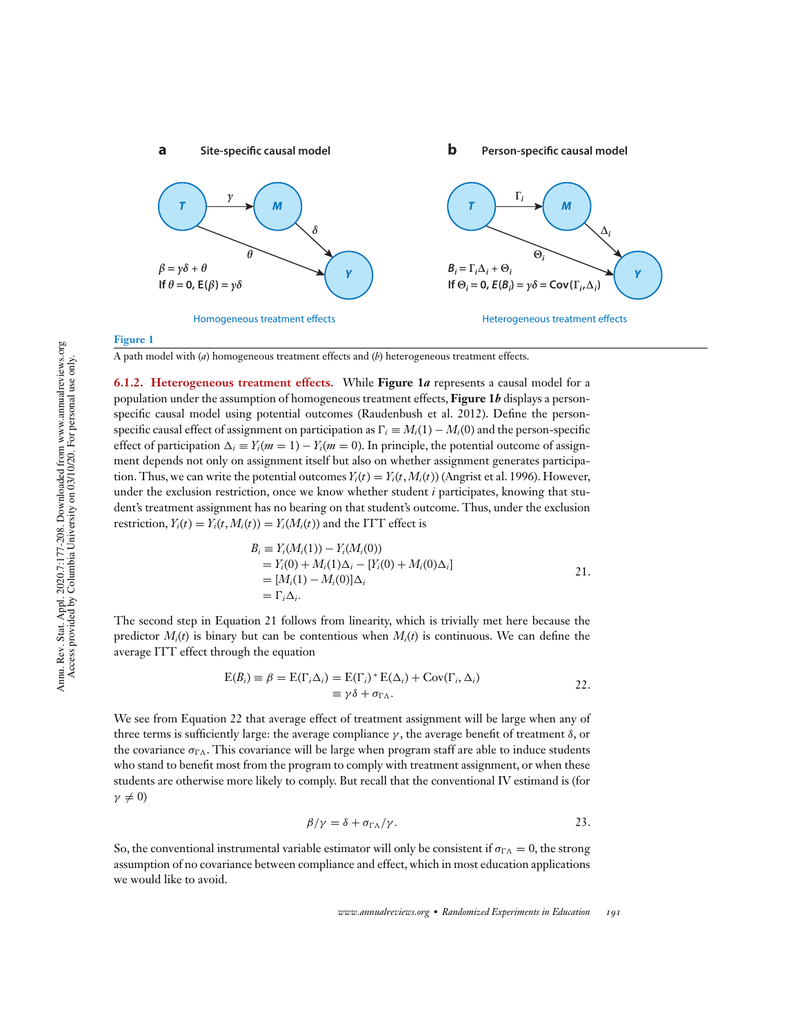**a** Site-specific causal model

$\beta = \gamma\delta + \theta$
If $\theta = 0$, $E(\beta) = \gamma\delta$

Homogeneous treatment effects

**b** Person-specific causal model

$B_i = \Gamma_i\Delta_i + \Theta_i$
If $\Theta_i = 0$, $E(B_i) = \gamma\delta = \mathrm{Cov}(\Gamma_i, \Delta_i)$

Heterogeneous treatment effects

**Figure 1**

A path model with (*a*) homogeneous treatment effects and (*b*) heterogeneous treatment effects.

#### 6.1.2. Heterogeneous treatment effects.

While **Figure 1*a*** represents a causal model for a population under the assumption of homogeneous treatment effects, **Figure 1*b*** displays a person-specific causal model using potential outcomes (Raudenbush et al. 2012). Define the person-specific causal effect of assignment on participation as $\Gamma_i \equiv M_i(1) - M_i(0)$ and the person-specific effect of participation $\Delta_i \equiv Y_i(m=1) - Y_i(m=0)$. In principle, the potential outcome of assignment depends not only on assignment itself but also on whether assignment generates participation. Thus, we can write the potential outcomes $Y_i(t) = Y_i(t, M_i(t))$ (Angrist et al. 1996). However, under the exclusion restriction, once we know whether student $i$ participates, knowing that student's treatment assignment has no bearing on that student's outcome. Thus, under the exclusion restriction, $Y_i(t) = Y_i(t, M_i(t)) = Y_i(M_i(t))$ and the ITT effect is

$$
\begin{aligned}
B_i &\equiv Y_i(M_i(1)) - Y_i(M_i(0)) \\
&= Y_i(0) + M_i(1)\Delta_i - [Y_i(0) + M_i(0)\Delta_i] \\
&= [M_i(1) - M_i(0)]\Delta_i \\
&= \Gamma_i\Delta_i.
\end{aligned}
\qquad 21.
$$

The second step in Equation 21 follows from linearity, which is trivially met here because the predictor $M_i(t)$ is binary but can be contentious when $M_i(t)$ is continuous. We can define the average ITT effect through the equation

$$
\begin{aligned}
\mathrm{E}(B_i) \equiv \beta = \mathrm{E}(\Gamma_i\Delta_i) &= \mathrm{E}(\Gamma_i) * \mathrm{E}(\Delta_i) + \mathrm{Cov}(\Gamma_i, \Delta_i) \\
&\equiv \gamma\delta + \sigma_{\Gamma\Delta}.
\end{aligned}
\qquad 22.
$$

We see from Equation 22 that average effect of treatment assignment will be large when any of three terms is sufficiently large: the average compliance $\gamma$, the average benefit of treatment $\delta$, or the covariance $\sigma_{\Gamma\Delta}$. This covariance will be large when program staff are able to induce students who stand to benefit most from the program to comply with treatment assignment, or when these students are otherwise more likely to comply. But recall that the conventional IV estimand is (for $\gamma \neq 0$)

$$
\beta/\gamma = \delta + \sigma_{\Gamma\Delta}/\gamma. \qquad 23.
$$

So, the conventional instrumental variable estimator will only be consistent if $\sigma_{\Gamma\Delta} = 0$, the strong assumption of no covariance between compliance and effect, which in most education applications we would like to avoid.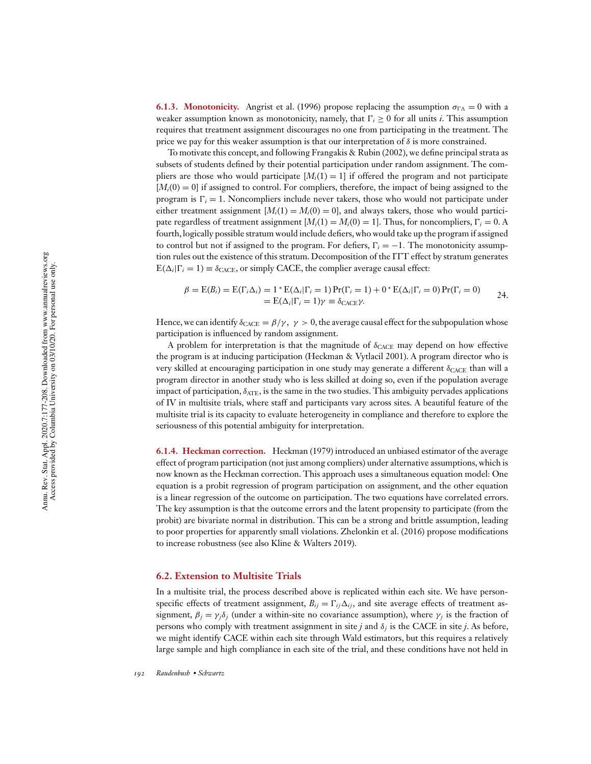**6.1.3. Monotonicity.** Angrist et al. (1996) propose replacing the assumption $\sigma_{\Gamma\Delta} = 0$ with a weaker assumption known as monotonicity, namely, that $\Gamma_i \geq 0$ for all units $i$. This assumption requires that treatment assignment discourages no one from participating in the treatment. The price we pay for this weaker assumption is that our interpretation of $\delta$ is more constrained.

To motivate this concept, and following Frangakis & Rubin (2002), we define principal strata as subsets of students defined by their potential participation under random assignment. The compliers are those who would participate [$M_i(1) = 1$] if offered the program and not participate [$M_i(0) = 0$] if assigned to control. For compliers, therefore, the impact of being assigned to the program is $\Gamma_i = 1$. Noncompliers include never takers, those who would not participate under either treatment assignment [$M_i(1) = M_i(0) = 0$], and always takers, those who would participate regardless of treatment assignment [$M_i(1) = M_i(0) = 1$]. Thus, for noncompliers, $\Gamma_i = 0$. A fourth, logically possible stratum would include defiers, who would take up the program if assigned to control but not if assigned to the program. For defiers, $\Gamma_i = -1$. The monotonicity assumption rules out the existence of this stratum. Decomposition of the ITT effect by stratum generates $\mathrm{E}(\Delta_i|\Gamma_i = 1) \equiv \delta_{\mathrm{CACE}}$, or simply CACE, the complier average causal effect:

$$\begin{aligned}\beta = \mathrm{E}(B_i) = \mathrm{E}(\Gamma_i \Delta_i) &= 1 * \mathrm{E}(\Delta_i|\Gamma_i = 1)\Pr(\Gamma_i = 1) + 0 * \mathrm{E}(\Delta_i|\Gamma_i = 0)\Pr(\Gamma_i = 0)\\ &= \mathrm{E}(\Delta_i|\Gamma_i = 1)\gamma \equiv \delta_{\mathrm{CACE}}\gamma.\end{aligned} \tag{24}$$

Hence, we can identify $\delta_{\mathrm{CACE}} = \beta/\gamma,\ \gamma > 0$, the average causal effect for the subpopulation whose participation is influenced by random assignment.

A problem for interpretation is that the magnitude of $\delta_{\mathrm{CACE}}$ may depend on how effective the program is at inducing participation (Heckman & Vytlacil 2001). A program director who is very skilled at encouraging participation in one study may generate a different $\delta_{\mathrm{CACE}}$ than will a program director in another study who is less skilled at doing so, even if the population average impact of participation, $\delta_{\mathrm{ATE}}$, is the same in the two studies. This ambiguity pervades applications of IV in multisite trials, where staff and participants vary across sites. A beautiful feature of the multisite trial is its capacity to evaluate heterogeneity in compliance and therefore to explore the seriousness of this potential ambiguity for interpretation.

**6.1.4. Heckman correction.** Heckman (1979) introduced an unbiased estimator of the average effect of program participation (not just among compliers) under alternative assumptions, which is now known as the Heckman correction. This approach uses a simultaneous equation model: One equation is a probit regression of program participation on assignment, and the other equation is a linear regression of the outcome on participation. The two equations have correlated errors. The key assumption is that the outcome errors and the latent propensity to participate (from the probit) are bivariate normal in distribution. This can be a strong and brittle assumption, leading to poor properties for apparently small violations. Zhelonkin et al. (2016) propose modifications to increase robustness (see also Kline & Walters 2019).

## 6.2. Extension to Multisite Trials

In a multisite trial, the process described above is replicated within each site. We have person-specific effects of treatment assignment, $B_{ij} = \Gamma_{ij}\Delta_{ij}$, and site average effects of treatment assignment, $\beta_j = \gamma_j\delta_j$ (under a within-site no covariance assumption), where $\gamma_j$ is the fraction of persons who comply with treatment assignment in site $j$ and $\delta_j$ is the CACE in site $j$. As before, we might identify CACE within each site through Wald estimators, but this requires a relatively large sample and high compliance in each site of the trial, and these conditions have not held in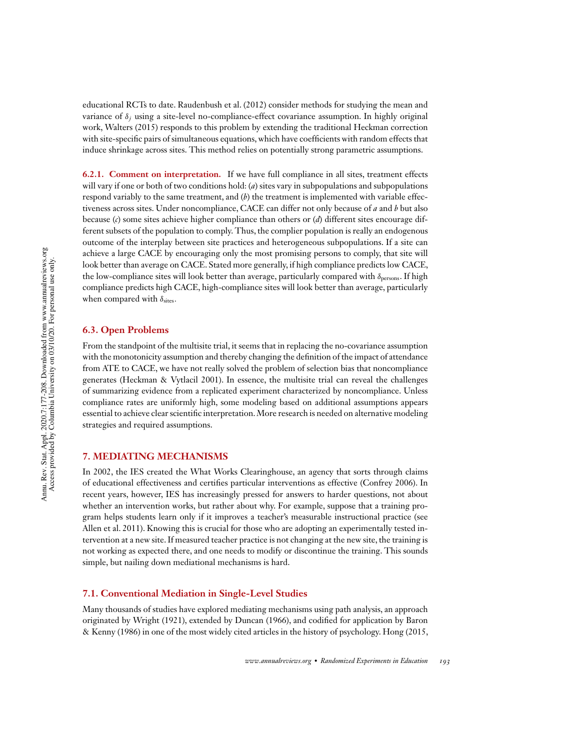educational RCTs to date. Raudenbush et al. (2012) consider methods for studying the mean and variance of $\delta_j$ using a site-level no-compliance-effect covariance assumption. In highly original work, Walters (2015) responds to this problem by extending the traditional Heckman correction with site-specific pairs of simultaneous equations, which have coefficients with random effects that induce shrinkage across sites. This method relies on potentially strong parametric assumptions.

#### 6.2.1. Comment on interpretation.

If we have full compliance in all sites, treatment effects will vary if one or both of two conditions hold: (*a*) sites vary in subpopulations and subpopulations respond variably to the same treatment, and (*b*) the treatment is implemented with variable effectiveness across sites. Under noncompliance, CACE can differ not only because of *a* and *b* but also because (*c*) some sites achieve higher compliance than others or (*d*) different sites encourage different subsets of the population to comply. Thus, the complier population is really an endogenous outcome of the interplay between site practices and heterogeneous subpopulations. If a site can achieve a large CACE by encouraging only the most promising persons to comply, that site will look better than average on CACE. Stated more generally, if high compliance predicts low CACE, the low-compliance sites will look better than average, particularly compared with $\delta_{\text{persons}}$. If high compliance predicts high CACE, high-compliance sites will look better than average, particularly when compared with $\delta_{\text{sites}}$.

### 6.3. Open Problems

From the standpoint of the multisite trial, it seems that in replacing the no-covariance assumption with the monotonicity assumption and thereby changing the definition of the impact of attendance from ATE to CACE, we have not really solved the problem of selection bias that noncompliance generates (Heckman & Vytlacil 2001). In essence, the multisite trial can reveal the challenges of summarizing evidence from a replicated experiment characterized by noncompliance. Unless compliance rates are uniformly high, some modeling based on additional assumptions appears essential to achieve clear scientific interpretation. More research is needed on alternative modeling strategies and required assumptions.

## 7. MEDIATING MECHANISMS

In 2002, the IES created the What Works Clearinghouse, an agency that sorts through claims of educational effectiveness and certifies particular interventions as effective (Confrey 2006). In recent years, however, IES has increasingly pressed for answers to harder questions, not about whether an intervention works, but rather about why. For example, suppose that a training program helps students learn only if it improves a teacher's measurable instructional practice (see Allen et al. 2011). Knowing this is crucial for those who are adopting an experimentally tested intervention at a new site. If measured teacher practice is not changing at the new site, the training is not working as expected there, and one needs to modify or discontinue the training. This sounds simple, but nailing down mediational mechanisms is hard.

### 7.1. Conventional Mediation in Single-Level Studies

Many thousands of studies have explored mediating mechanisms using path analysis, an approach originated by Wright (1921), extended by Duncan (1966), and codified for application by Baron & Kenny (1986) in one of the most widely cited articles in the history of psychology. Hong (2015,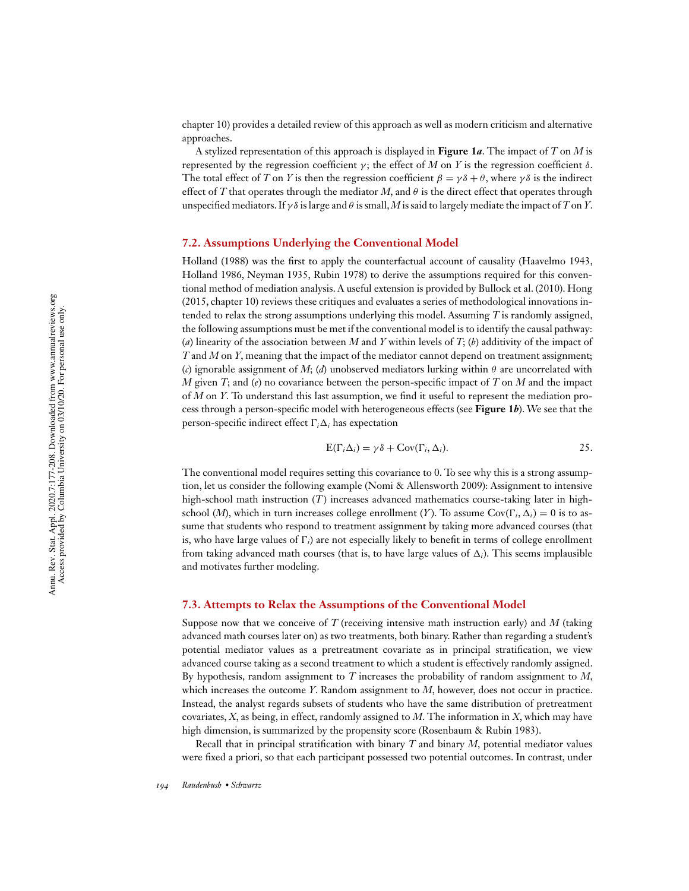chapter 10) provides a detailed review of this approach as well as modern criticism and alternative approaches.

A stylized representation of this approach is displayed in **Figure 1*a***. The impact of $T$ on $M$ is represented by the regression coefficient $\gamma$; the effect of $M$ on $Y$ is the regression coefficient $\delta$. The total effect of $T$ on $Y$ is then the regression coefficient $\beta = \gamma\delta + \theta$, where $\gamma\delta$ is the indirect effect of $T$ that operates through the mediator $M$, and $\theta$ is the direct effect that operates through unspecified mediators. If $\gamma\delta$ is large and $\theta$ is small, $M$ is said to largely mediate the impact of $T$ on $Y$.

## 7.2. Assumptions Underlying the Conventional Model

Holland (1988) was the first to apply the counterfactual account of causality (Haavelmo 1943, Holland 1986, Neyman 1935, Rubin 1978) to derive the assumptions required for this conventional method of mediation analysis. A useful extension is provided by Bullock et al. (2010). Hong (2015, chapter 10) reviews these critiques and evaluates a series of methodological innovations intended to relax the strong assumptions underlying this model. Assuming $T$ is randomly assigned, the following assumptions must be met if the conventional model is to identify the causal pathway: (*a*) linearity of the association between $M$ and $Y$ within levels of $T$; (*b*) additivity of the impact of $T$ and $M$ on $Y$, meaning that the impact of the mediator cannot depend on treatment assignment; (*c*) ignorable assignment of $M$; (*d*) unobserved mediators lurking within $\theta$ are uncorrelated with $M$ given $T$; and (*e*) no covariance between the person-specific impact of $T$ on $M$ and the impact of $M$ on $Y$. To understand this last assumption, we find it useful to represent the mediation process through a person-specific model with heterogeneous effects (see **Figure 1*b***). We see that the person-specific indirect effect $\Gamma_i\Delta_i$ has expectation

$$E(\Gamma_i\Delta_i) = \gamma\delta + \text{Cov}(\Gamma_i, \Delta_i). \tag{25}$$

The conventional model requires setting this covariance to 0. To see why this is a strong assumption, let us consider the following example (Nomi & Allensworth 2009): Assignment to intensive high-school math instruction ($T$) increases advanced mathematics course-taking later in high-school ($M$), which in turn increases college enrollment ($Y$). To assume $\text{Cov}(\Gamma_i, \Delta_i) = 0$ is to assume that students who respond to treatment assignment by taking more advanced courses (that is, who have large values of $\Gamma_i$) are not especially likely to benefit in terms of college enrollment from taking advanced math courses (that is, to have large values of $\Delta_i$). This seems implausible and motivates further modeling.

## 7.3. Attempts to Relax the Assumptions of the Conventional Model

Suppose now that we conceive of $T$ (receiving intensive math instruction early) and $M$ (taking advanced math courses later on) as two treatments, both binary. Rather than regarding a student's potential mediator values as a pretreatment covariate as in principal stratification, we view advanced course taking as a second treatment to which a student is effectively randomly assigned. By hypothesis, random assignment to $T$ increases the probability of random assignment to $M$, which increases the outcome $Y$. Random assignment to $M$, however, does not occur in practice. Instead, the analyst regards subsets of students who have the same distribution of pretreatment covariates, $X$, as being, in effect, randomly assigned to $M$. The information in $X$, which may have high dimension, is summarized by the propensity score (Rosenbaum & Rubin 1983).

Recall that in principal stratification with binary $T$ and binary $M$, potential mediator values were fixed a priori, so that each participant possessed two potential outcomes. In contrast, under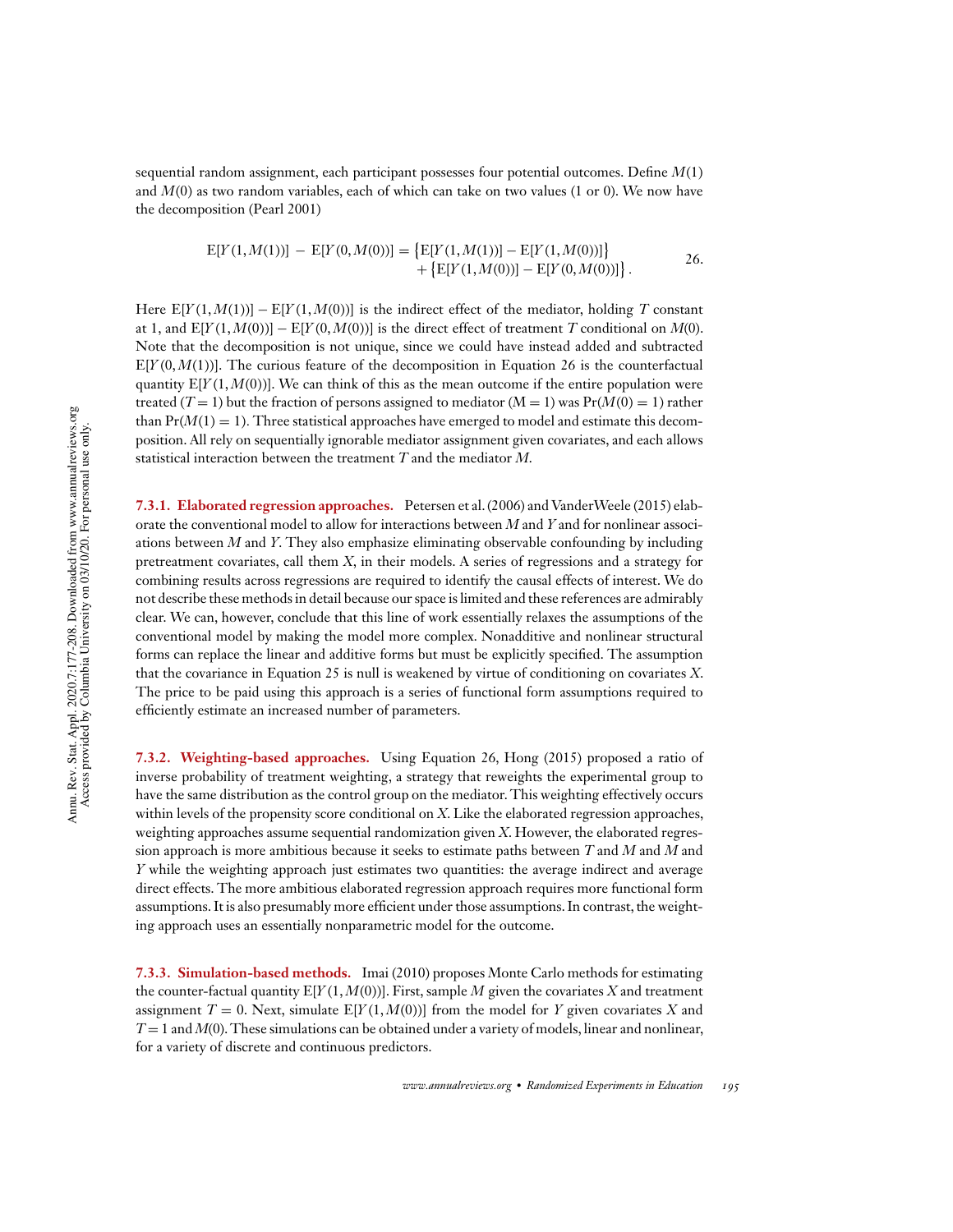sequential random assignment, each participant possesses four potential outcomes. Define $M(1)$ and $M(0)$ as two random variables, each of which can take on two values (1 or 0). We now have the decomposition (Pearl 2001)

$$\mathrm{E}[Y(1,M(1))] - \mathrm{E}[Y(0,M(0))] = \left\{\mathrm{E}[Y(1,M(1))] - \mathrm{E}[Y(1,M(0))]\right\} + \left\{\mathrm{E}[Y(1,M(0))] - \mathrm{E}[Y(0,M(0))]\right\}. \qquad 26.$$

Here $\mathrm{E}[Y(1,M(1))] - \mathrm{E}[Y(1,M(0))]$ is the indirect effect of the mediator, holding $T$ constant at 1, and $\mathrm{E}[Y(1,M(0))] - \mathrm{E}[Y(0,M(0))]$ is the direct effect of treatment $T$ conditional on $M(0)$. Note that the decomposition is not unique, since we could have instead added and subtracted $\mathrm{E}[Y(0,M(1))]$. The curious feature of the decomposition in Equation 26 is the counterfactual quantity $\mathrm{E}[Y(1,M(0))]$. We can think of this as the mean outcome if the entire population were treated ($T=1$) but the fraction of persons assigned to mediator ($\mathrm{M}=1$) was $\Pr(M(0)=1)$ rather than $\Pr(M(1)=1)$. Three statistical approaches have emerged to model and estimate this decomposition. All rely on sequentially ignorable mediator assignment given covariates, and each allows statistical interaction between the treatment $T$ and the mediator $M$.

**7.3.1. Elaborated regression approaches.** Petersen et al. (2006) and VanderWeele (2015) elaborate the conventional model to allow for interactions between $M$ and $Y$ and for nonlinear associations between $M$ and $Y$. They also emphasize eliminating observable confounding by including pretreatment covariates, call them $X$, in their models. A series of regressions and a strategy for combining results across regressions are required to identify the causal effects of interest. We do not describe these methods in detail because our space is limited and these references are admirably clear. We can, however, conclude that this line of work essentially relaxes the assumptions of the conventional model by making the model more complex. Nonadditive and nonlinear structural forms can replace the linear and additive forms but must be explicitly specified. The assumption that the covariance in Equation 25 is null is weakened by virtue of conditioning on covariates $X$. The price to be paid using this approach is a series of functional form assumptions required to efficiently estimate an increased number of parameters.

**7.3.2. Weighting-based approaches.** Using Equation 26, Hong (2015) proposed a ratio of inverse probability of treatment weighting, a strategy that reweights the experimental group to have the same distribution as the control group on the mediator. This weighting effectively occurs within levels of the propensity score conditional on $X$. Like the elaborated regression approaches, weighting approaches assume sequential randomization given $X$. However, the elaborated regression approach is more ambitious because it seeks to estimate paths between $T$ and $M$ and $M$ and $Y$ while the weighting approach just estimates two quantities: the average indirect and average direct effects. The more ambitious elaborated regression approach requires more functional form assumptions. It is also presumably more efficient under those assumptions. In contrast, the weighting approach uses an essentially nonparametric model for the outcome.

**7.3.3. Simulation-based methods.** Imai (2010) proposes Monte Carlo methods for estimating the counter-factual quantity $\mathrm{E}[Y(1,M(0))]$. First, sample $M$ given the covariates $X$ and treatment assignment $T=0$. Next, simulate $\mathrm{E}[Y(1,M(0))]$ from the model for $Y$ given covariates $X$ and $T=1$ and $M(0)$. These simulations can be obtained under a variety of models, linear and nonlinear, for a variety of discrete and continuous predictors.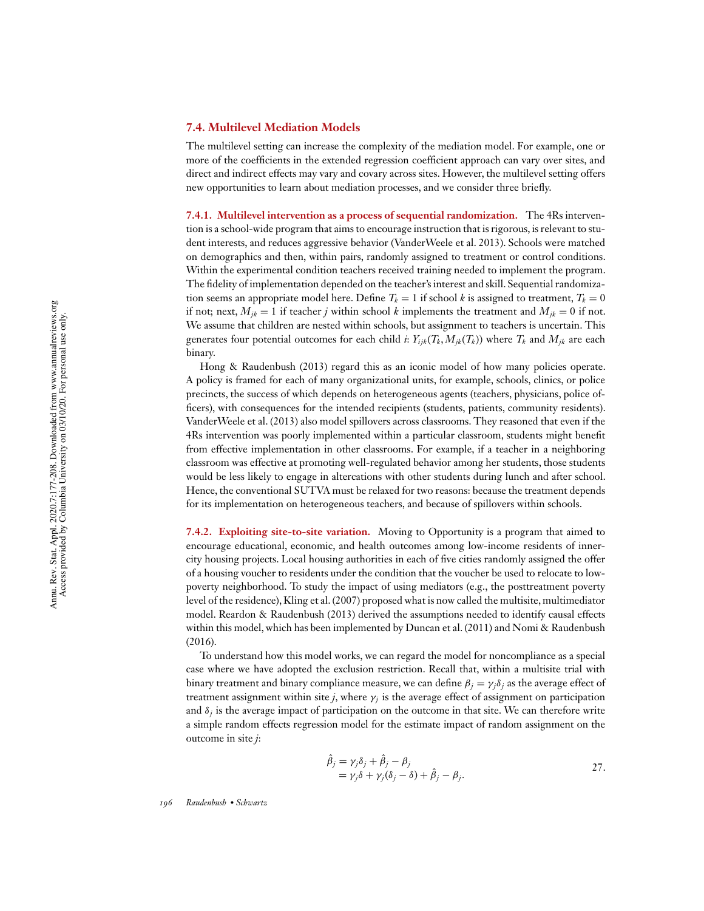### 7.4. Multilevel Mediation Models

The multilevel setting can increase the complexity of the mediation model. For example, one or more of the coefficients in the extended regression coefficient approach can vary over sites, and direct and indirect effects may vary and covary across sites. However, the multilevel setting offers new opportunities to learn about mediation processes, and we consider three briefly.

**7.4.1. Multilevel intervention as a process of sequential randomization.** The 4Rs intervention is a school-wide program that aims to encourage instruction that is rigorous, is relevant to student interests, and reduces aggressive behavior (VanderWeele et al. 2013). Schools were matched on demographics and then, within pairs, randomly assigned to treatment or control conditions. Within the experimental condition teachers received training needed to implement the program. The fidelity of implementation depended on the teacher's interest and skill. Sequential randomization seems an appropriate model here. Define $T_k = 1$ if school $k$ is assigned to treatment, $T_k = 0$ if not; next, $M_{jk} = 1$ if teacher $j$ within school $k$ implements the treatment and $M_{jk} = 0$ if not. We assume that children are nested within schools, but assignment to teachers is uncertain. This generates four potential outcomes for each child $i$: $Y_{ijk}(T_k, M_{jk}(T_k))$ where $T_k$ and $M_{jk}$ are each binary.

Hong & Raudenbush (2013) regard this as an iconic model of how many policies operate. A policy is framed for each of many organizational units, for example, schools, clinics, or police precincts, the success of which depends on heterogeneous agents (teachers, physicians, police officers), with consequences for the intended recipients (students, patients, community residents). VanderWeele et al. (2013) also model spillovers across classrooms. They reasoned that even if the 4Rs intervention was poorly implemented within a particular classroom, students might benefit from effective implementation in other classrooms. For example, if a teacher in a neighboring classroom was effective at promoting well-regulated behavior among her students, those students would be less likely to engage in altercations with other students during lunch and after school. Hence, the conventional SUTVA must be relaxed for two reasons: because the treatment depends for its implementation on heterogeneous teachers, and because of spillovers within schools.

**7.4.2. Exploiting site-to-site variation.** Moving to Opportunity is a program that aimed to encourage educational, economic, and health outcomes among low-income residents of inner-city housing projects. Local housing authorities in each of five cities randomly assigned the offer of a housing voucher to residents under the condition that the voucher be used to relocate to low-poverty neighborhood. To study the impact of using mediators (e.g., the posttreatment poverty level of the residence), Kling et al. (2007) proposed what is now called the multisite, multimediator model. Reardon & Raudenbush (2013) derived the assumptions needed to identify causal effects within this model, which has been implemented by Duncan et al. (2011) and Nomi & Raudenbush (2016).

To understand how this model works, we can regard the model for noncompliance as a special case where we have adopted the exclusion restriction. Recall that, within a multisite trial with binary treatment and binary compliance measure, we can define $\beta_j = \gamma_j \delta_j$ as the average effect of treatment assignment within site $j$, where $\gamma_j$ is the average effect of assignment on participation and $\delta_j$ is the average impact of participation on the outcome in that site. We can therefore write a simple random effects regression model for the estimate impact of random assignment on the outcome in site $j$:

$$
\begin{aligned}
\hat{\beta}_j &= \gamma_j \delta_j + \hat{\beta}_j - \beta_j \\
&= \gamma_j \delta + \gamma_j(\delta_j - \delta) + \hat{\beta}_j - \beta_j.
\end{aligned}
\qquad 27.
$$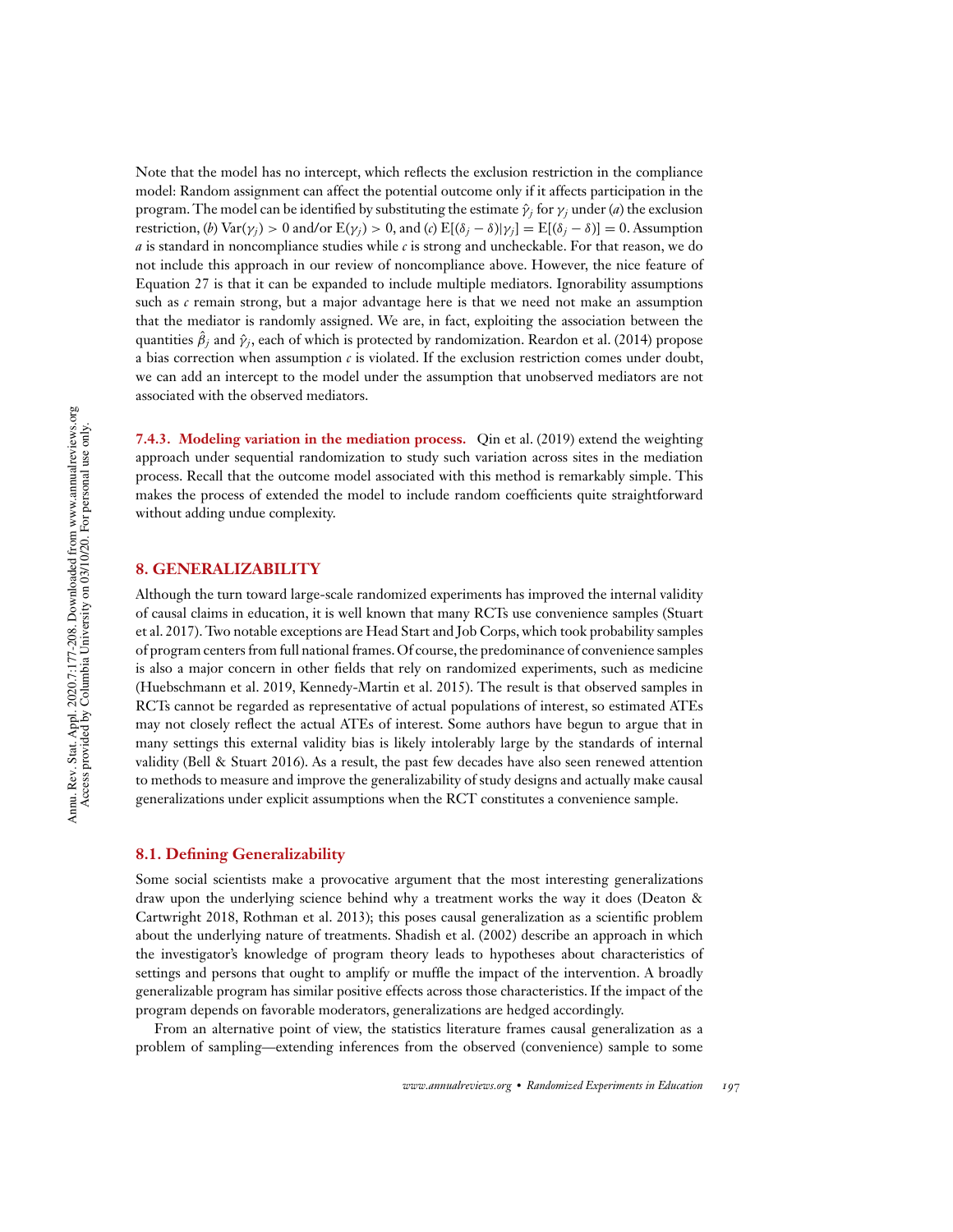Note that the model has no intercept, which reflects the exclusion restriction in the compliance model: Random assignment can affect the potential outcome only if it affects participation in the program. The model can be identified by substituting the estimate $\hat{\gamma}_j$ for $\gamma_j$ under (*a*) the exclusion restriction, (*b*) $\mathrm{Var}(\gamma_j) > 0$ and/or $\mathrm{E}(\gamma_j) > 0$, and (*c*) $\mathrm{E}[(\delta_j - \delta)|\gamma_j] = \mathrm{E}[(\delta_j - \delta)] = 0$. Assumption *a* is standard in noncompliance studies while *c* is strong and uncheckable. For that reason, we do not include this approach in our review of noncompliance above. However, the nice feature of Equation 27 is that it can be expanded to include multiple mediators. Ignorability assumptions such as *c* remain strong, but a major advantage here is that we need not make an assumption that the mediator is randomly assigned. We are, in fact, exploiting the association between the quantities $\hat{\beta}_j$ and $\hat{\gamma}_j$, each of which is protected by randomization. Reardon et al. (2014) propose a bias correction when assumption *c* is violated. If the exclusion restriction comes under doubt, we can add an intercept to the model under the assumption that unobserved mediators are not associated with the observed mediators.

**7.4.3. Modeling variation in the mediation process.** Qin et al. (2019) extend the weighting approach under sequential randomization to study such variation across sites in the mediation process. Recall that the outcome model associated with this method is remarkably simple. This makes the process of extended the model to include random coefficients quite straightforward without adding undue complexity.

## 8. GENERALIZABILITY

Although the turn toward large-scale randomized experiments has improved the internal validity of causal claims in education, it is well known that many RCTs use convenience samples (Stuart et al. 2017). Two notable exceptions are Head Start and Job Corps, which took probability samples of program centers from full national frames. Of course, the predominance of convenience samples is also a major concern in other fields that rely on randomized experiments, such as medicine (Huebschmann et al. 2019, Kennedy-Martin et al. 2015). The result is that observed samples in RCTs cannot be regarded as representative of actual populations of interest, so estimated ATEs may not closely reflect the actual ATEs of interest. Some authors have begun to argue that in many settings this external validity bias is likely intolerably large by the standards of internal validity (Bell & Stuart 2016). As a result, the past few decades have also seen renewed attention to methods to measure and improve the generalizability of study designs and actually make causal generalizations under explicit assumptions when the RCT constitutes a convenience sample.

### 8.1. Defining Generalizability

Some social scientists make a provocative argument that the most interesting generalizations draw upon the underlying science behind why a treatment works the way it does (Deaton & Cartwright 2018, Rothman et al. 2013); this poses causal generalization as a scientific problem about the underlying nature of treatments. Shadish et al. (2002) describe an approach in which the investigator's knowledge of program theory leads to hypotheses about characteristics of settings and persons that ought to amplify or muffle the impact of the intervention. A broadly generalizable program has similar positive effects across those characteristics. If the impact of the program depends on favorable moderators, generalizations are hedged accordingly.

From an alternative point of view, the statistics literature frames causal generalization as a problem of sampling—extending inferences from the observed (convenience) sample to some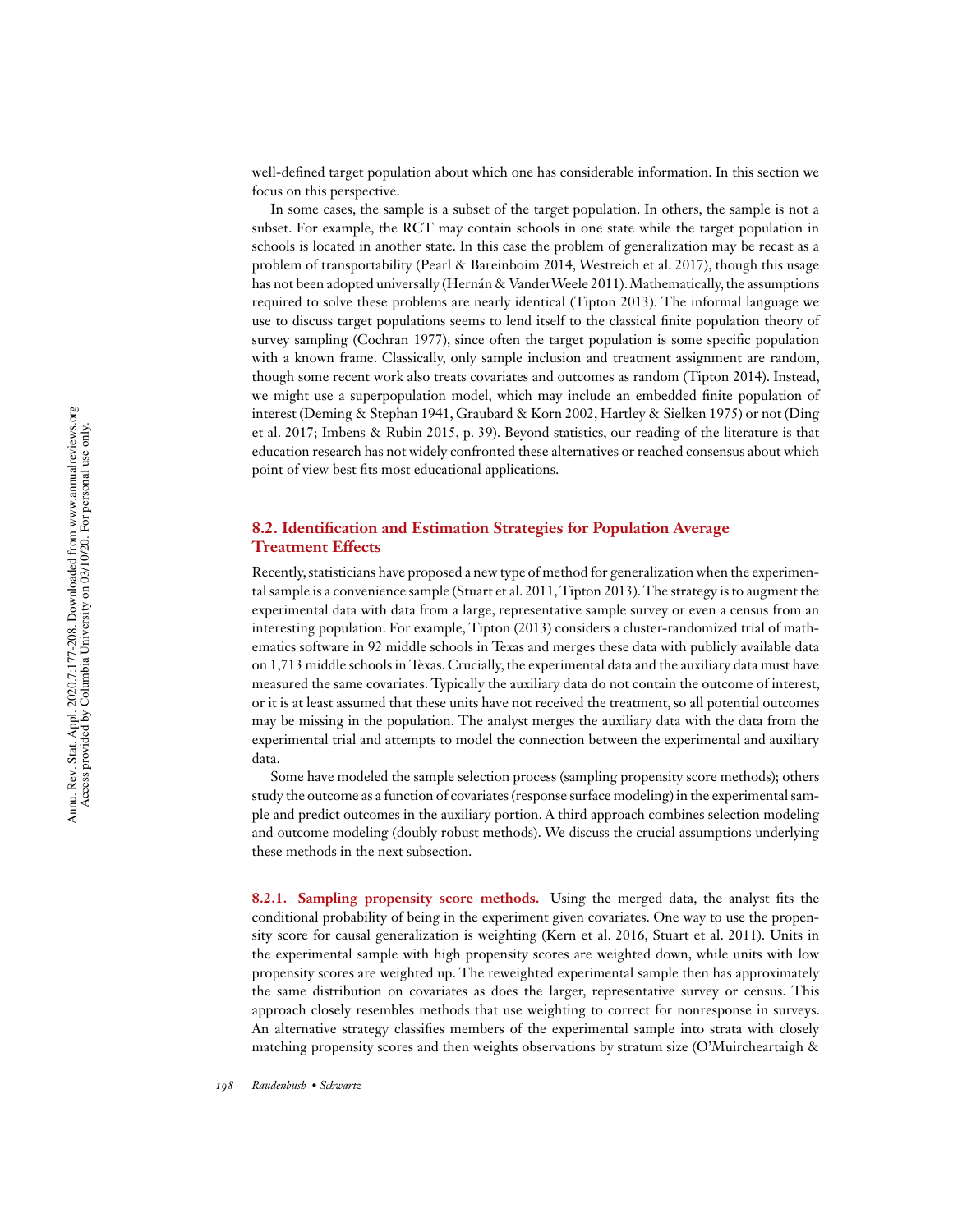well-defined target population about which one has considerable information. In this section we focus on this perspective.

In some cases, the sample is a subset of the target population. In others, the sample is not a subset. For example, the RCT may contain schools in one state while the target population in schools is located in another state. In this case the problem of generalization may be recast as a problem of transportability (Pearl & Bareinboim 2014, Westreich et al. 2017), though this usage has not been adopted universally (Hernán & VanderWeele 2011). Mathematically, the assumptions required to solve these problems are nearly identical (Tipton 2013). The informal language we use to discuss target populations seems to lend itself to the classical finite population theory of survey sampling (Cochran 1977), since often the target population is some specific population with a known frame. Classically, only sample inclusion and treatment assignment are random, though some recent work also treats covariates and outcomes as random (Tipton 2014). Instead, we might use a superpopulation model, which may include an embedded finite population of interest (Deming & Stephan 1941, Graubard & Korn 2002, Hartley & Sielken 1975) or not (Ding et al. 2017; Imbens & Rubin 2015, p. 39). Beyond statistics, our reading of the literature is that education research has not widely confronted these alternatives or reached consensus about which point of view best fits most educational applications.

### 8.2. Identification and Estimation Strategies for Population Average Treatment Effects

Recently, statisticians have proposed a new type of method for generalization when the experimental sample is a convenience sample (Stuart et al. 2011, Tipton 2013). The strategy is to augment the experimental data with data from a large, representative sample survey or even a census from an interesting population. For example, Tipton (2013) considers a cluster-randomized trial of mathematics software in 92 middle schools in Texas and merges these data with publicly available data on 1,713 middle schools in Texas. Crucially, the experimental data and the auxiliary data must have measured the same covariates. Typically the auxiliary data do not contain the outcome of interest, or it is at least assumed that these units have not received the treatment, so all potential outcomes may be missing in the population. The analyst merges the auxiliary data with the data from the experimental trial and attempts to model the connection between the experimental and auxiliary data.

Some have modeled the sample selection process (sampling propensity score methods); others study the outcome as a function of covariates (response surface modeling) in the experimental sample and predict outcomes in the auxiliary portion. A third approach combines selection modeling and outcome modeling (doubly robust methods). We discuss the crucial assumptions underlying these methods in the next subsection.

**8.2.1. Sampling propensity score methods.** Using the merged data, the analyst fits the conditional probability of being in the experiment given covariates. One way to use the propensity score for causal generalization is weighting (Kern et al. 2016, Stuart et al. 2011). Units in the experimental sample with high propensity scores are weighted down, while units with low propensity scores are weighted up. The reweighted experimental sample then has approximately the same distribution on covariates as does the larger, representative survey or census. This approach closely resembles methods that use weighting to correct for nonresponse in surveys. An alternative strategy classifies members of the experimental sample into strata with closely matching propensity scores and then weights observations by stratum size (O'Muircheartaigh &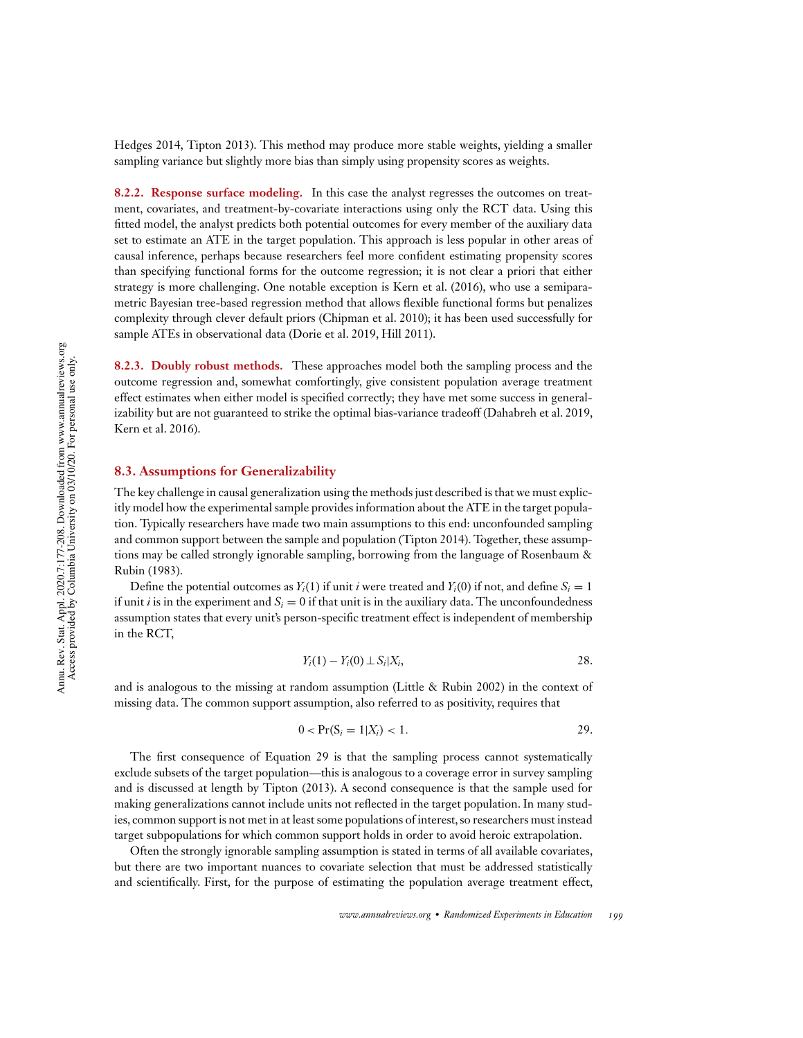Hedges 2014, Tipton 2013). This method may produce more stable weights, yielding a smaller sampling variance but slightly more bias than simply using propensity scores as weights.

**8.2.2. Response surface modeling.** In this case the analyst regresses the outcomes on treatment, covariates, and treatment-by-covariate interactions using only the RCT data. Using this fitted model, the analyst predicts both potential outcomes for every member of the auxiliary data set to estimate an ATE in the target population. This approach is less popular in other areas of causal inference, perhaps because researchers feel more confident estimating propensity scores than specifying functional forms for the outcome regression; it is not clear a priori that either strategy is more challenging. One notable exception is Kern et al. (2016), who use a semiparametric Bayesian tree-based regression method that allows flexible functional forms but penalizes complexity through clever default priors (Chipman et al. 2010); it has been used successfully for sample ATEs in observational data (Dorie et al. 2019, Hill 2011).

**8.2.3. Doubly robust methods.** These approaches model both the sampling process and the outcome regression and, somewhat comfortingly, give consistent population average treatment effect estimates when either model is specified correctly; they have met some success in generalizability but are not guaranteed to strike the optimal bias-variance tradeoff (Dahabreh et al. 2019, Kern et al. 2016).

## 8.3. Assumptions for Generalizability

The key challenge in causal generalization using the methods just described is that we must explicitly model how the experimental sample provides information about the ATE in the target population. Typically researchers have made two main assumptions to this end: unconfounded sampling and common support between the sample and population (Tipton 2014). Together, these assumptions may be called strongly ignorable sampling, borrowing from the language of Rosenbaum & Rubin (1983).

Define the potential outcomes as $Y_i(1)$ if unit $i$ were treated and $Y_i(0)$ if not, and define $S_i = 1$ if unit $i$ is in the experiment and $S_i = 0$ if that unit is in the auxiliary data. The unconfoundedness assumption states that every unit's person-specific treatment effect is independent of membership in the RCT,

$$Y_i(1) - Y_i(0) \perp S_i | X_i, \tag{28}$$

and is analogous to the missing at random assumption (Little & Rubin 2002) in the context of missing data. The common support assumption, also referred to as positivity, requires that

$$0 < \Pr(S_i = 1 | X_i) < 1. \tag{29}$$

The first consequence of Equation 29 is that the sampling process cannot systematically exclude subsets of the target population—this is analogous to a coverage error in survey sampling and is discussed at length by Tipton (2013). A second consequence is that the sample used for making generalizations cannot include units not reflected in the target population. In many studies, common support is not met in at least some populations of interest, so researchers must instead target subpopulations for which common support holds in order to avoid heroic extrapolation.

Often the strongly ignorable sampling assumption is stated in terms of all available covariates, but there are two important nuances to covariate selection that must be addressed statistically and scientifically. First, for the purpose of estimating the population average treatment effect,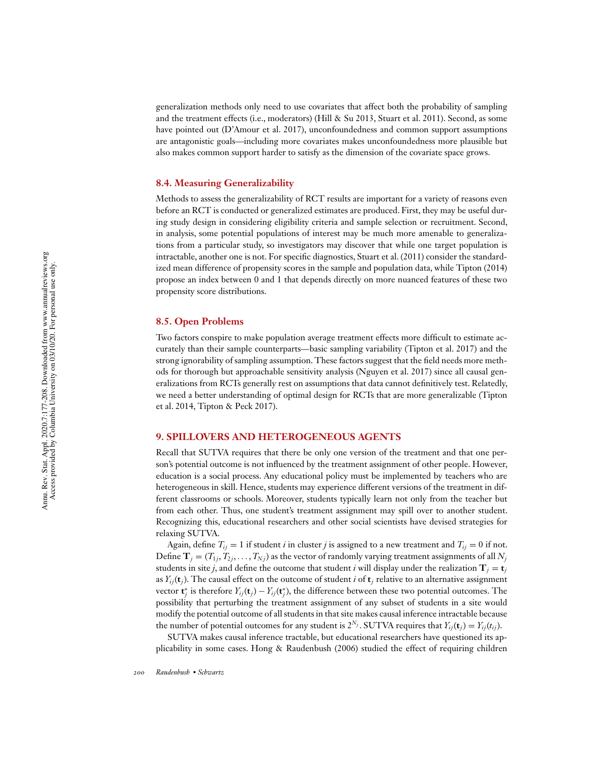generalization methods only need to use covariates that affect both the probability of sampling and the treatment effects (i.e., moderators) (Hill & Su 2013, Stuart et al. 2011). Second, as some have pointed out (D'Amour et al. 2017), unconfoundedness and common support assumptions are antagonistic goals—including more covariates makes unconfoundedness more plausible but also makes common support harder to satisfy as the dimension of the covariate space grows.

### 8.4. Measuring Generalizability

Methods to assess the generalizability of RCT results are important for a variety of reasons even before an RCT is conducted or generalized estimates are produced. First, they may be useful during study design in considering eligibility criteria and sample selection or recruitment. Second, in analysis, some potential populations of interest may be much more amenable to generalizations from a particular study, so investigators may discover that while one target population is intractable, another one is not. For specific diagnostics, Stuart et al. (2011) consider the standardized mean difference of propensity scores in the sample and population data, while Tipton (2014) propose an index between 0 and 1 that depends directly on more nuanced features of these two propensity score distributions.

### 8.5. Open Problems

Two factors conspire to make population average treatment effects more difficult to estimate accurately than their sample counterparts—basic sampling variability (Tipton et al. 2017) and the strong ignorability of sampling assumption. These factors suggest that the field needs more methods for thorough but approachable sensitivity analysis (Nguyen et al. 2017) since all causal generalizations from RCTs generally rest on assumptions that data cannot definitively test. Relatedly, we need a better understanding of optimal design for RCTs that are more generalizable (Tipton et al. 2014, Tipton & Peck 2017).

## 9. SPILLOVERS AND HETEROGENEOUS AGENTS

Recall that SUTVA requires that there be only one version of the treatment and that one person's potential outcome is not influenced by the treatment assignment of other people. However, education is a social process. Any educational policy must be implemented by teachers who are heterogeneous in skill. Hence, students may experience different versions of the treatment in different classrooms or schools. Moreover, students typically learn not only from the teacher but from each other. Thus, one student's treatment assignment may spill over to another student. Recognizing this, educational researchers and other social scientists have devised strategies for relaxing SUTVA.

Again, define $T_{ij} = 1$ if student $i$ in cluster $j$ is assigned to a new treatment and $T_{ij} = 0$ if not. Define $\mathbf{T}_j = (T_{1j}, T_{2j}, \ldots, T_{Nj})$ as the vector of randomly varying treatment assignments of all $N_j$ students in site $j$, and define the outcome that student $i$ will display under the realization $\mathbf{T}_j = \mathbf{t}_j$ as $Y_{ij}(\mathbf{t}_j)$. The causal effect on the outcome of student $i$ of $\mathbf{t}_j$ relative to an alternative assignment vector $\mathbf{t}_j^*$ is therefore $Y_{ij}(\mathbf{t}_j) - Y_{ij}(\mathbf{t}_j^*)$, the difference between these two potential outcomes. The possibility that perturbing the treatment assignment of any subset of students in a site would modify the potential outcome of all students in that site makes causal inference intractable because the number of potential outcomes for any student is $2^{N_j}$. SUTVA requires that $Y_{ij}(\mathbf{t}_j) = Y_{ij}(t_{ij})$.

SUTVA makes causal inference tractable, but educational researchers have questioned its applicability in some cases. Hong & Raudenbush (2006) studied the effect of requiring children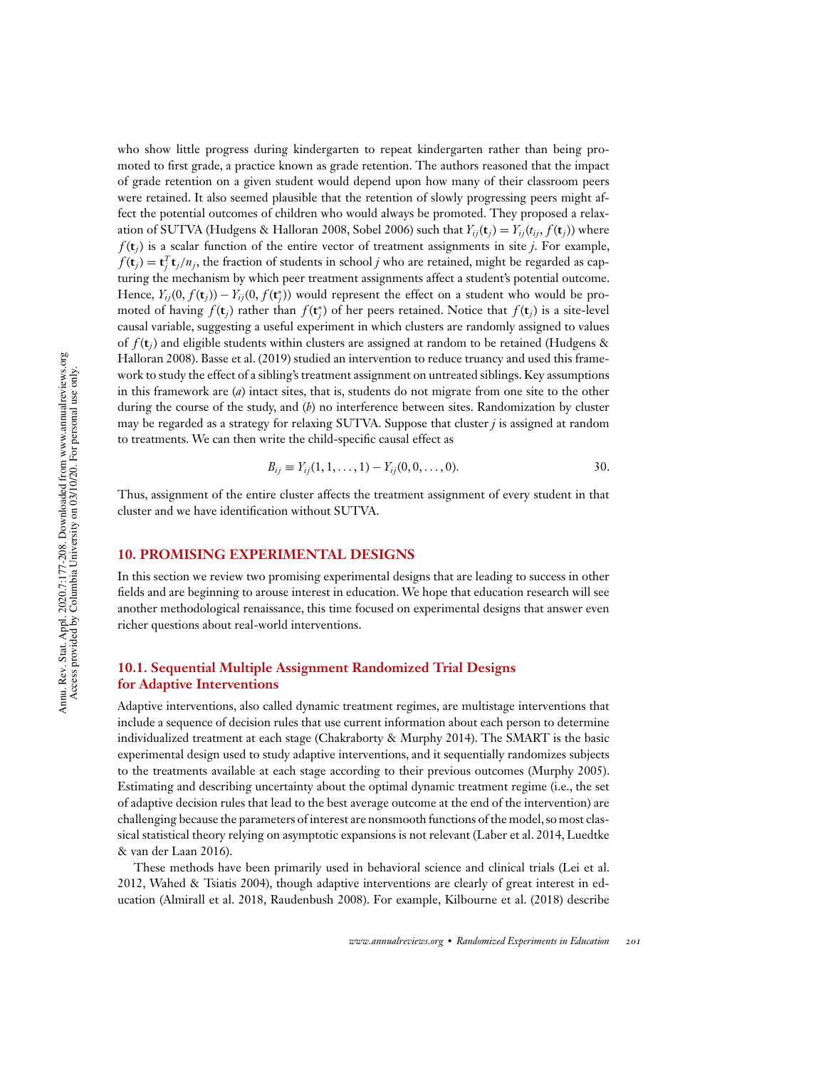who show little progress during kindergarten to repeat kindergarten rather than being promoted to first grade, a practice known as grade retention. The authors reasoned that the impact of grade retention on a given student would depend upon how many of their classroom peers were retained. It also seemed plausible that the retention of slowly progressing peers might affect the potential outcomes of children who would always be promoted. They proposed a relaxation of SUTVA (Hudgens & Halloran 2008, Sobel 2006) such that $Y_{ij}(\mathbf{t}_j) = Y_{ij}(t_{ij}, f(\mathbf{t}_j))$ where $f(\mathbf{t}_j)$ is a scalar function of the entire vector of treatment assignments in site $j$. For example, $f(\mathbf{t}_j) = \mathbf{t}_j^T \mathbf{t}_j / n_j$, the fraction of students in school $j$ who are retained, might be regarded as capturing the mechanism by which peer treatment assignments affect a student's potential outcome. Hence, $Y_{ij}(0, f(\mathbf{t}_j)) - Y_{ij}(0, f(\mathbf{t}_j^*))$ would represent the effect on a student who would be promoted of having $f(\mathbf{t}_j)$ rather than $f(\mathbf{t}_j^*)$ of her peers retained. Notice that $f(\mathbf{t}_j)$ is a site-level causal variable, suggesting a useful experiment in which clusters are randomly assigned to values of $f(\mathbf{t}_j)$ and eligible students within clusters are assigned at random to be retained (Hudgens & Halloran 2008). Basse et al. (2019) studied an intervention to reduce truancy and used this framework to study the effect of a sibling's treatment assignment on untreated siblings. Key assumptions in this framework are (*a*) intact sites, that is, students do not migrate from one site to the other during the course of the study, and (*b*) no interference between sites. Randomization by cluster may be regarded as a strategy for relaxing SUTVA. Suppose that cluster $j$ is assigned at random to treatments. We can then write the child-specific causal effect as

$$B_{ij} \equiv Y_{ij}(1, 1, \ldots, 1) - Y_{ij}(0, 0, \ldots, 0). \qquad 30.$$

Thus, assignment of the entire cluster affects the treatment assignment of every student in that cluster and we have identification without SUTVA.

## 10. PROMISING EXPERIMENTAL DESIGNS

In this section we review two promising experimental designs that are leading to success in other fields and are beginning to arouse interest in education. We hope that education research will see another methodological renaissance, this time focused on experimental designs that answer even richer questions about real-world interventions.

### 10.1. Sequential Multiple Assignment Randomized Trial Designs for Adaptive Interventions

Adaptive interventions, also called dynamic treatment regimes, are multistage interventions that include a sequence of decision rules that use current information about each person to determine individualized treatment at each stage (Chakraborty & Murphy 2014). The SMART is the basic experimental design used to study adaptive interventions, and it sequentially randomizes subjects to the treatments available at each stage according to their previous outcomes (Murphy 2005). Estimating and describing uncertainty about the optimal dynamic treatment regime (i.e., the set of adaptive decision rules that lead to the best average outcome at the end of the intervention) are challenging because the parameters of interest are nonsmooth functions of the model, so most classical statistical theory relying on asymptotic expansions is not relevant (Laber et al. 2014, Luedtke & van der Laan 2016).

These methods have been primarily used in behavioral science and clinical trials (Lei et al. 2012, Wahed & Tsiatis 2004), though adaptive interventions are clearly of great interest in education (Almirall et al. 2018, Raudenbush 2008). For example, Kilbourne et al. (2018) describe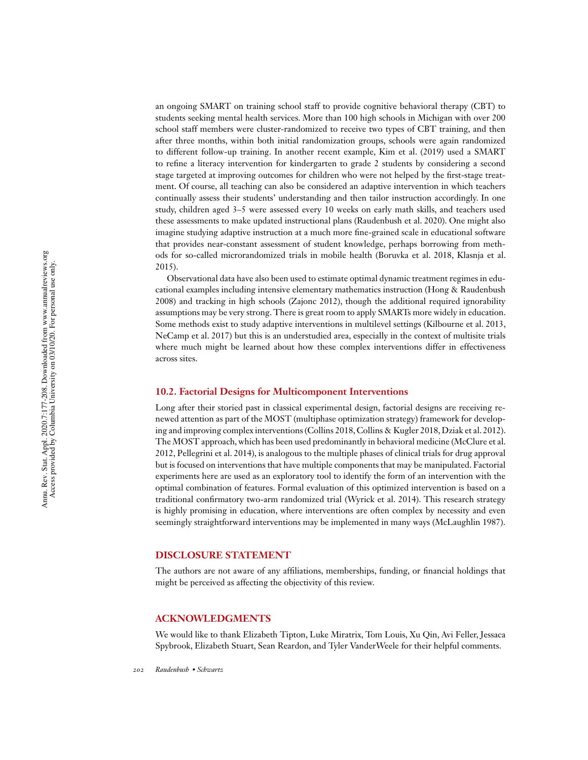an ongoing SMART on training school staff to provide cognitive behavioral therapy (CBT) to students seeking mental health services. More than 100 high schools in Michigan with over 200 school staff members were cluster-randomized to receive two types of CBT training, and then after three months, within both initial randomization groups, schools were again randomized to different follow-up training. In another recent example, Kim et al. (2019) used a SMART to refine a literacy intervention for kindergarten to grade 2 students by considering a second stage targeted at improving outcomes for children who were not helped by the first-stage treatment. Of course, all teaching can also be considered an adaptive intervention in which teachers continually assess their students' understanding and then tailor instruction accordingly. In one study, children aged 3–5 were assessed every 10 weeks on early math skills, and teachers used these assessments to make updated instructional plans (Raudenbush et al. 2020). One might also imagine studying adaptive instruction at a much more fine-grained scale in educational software that provides near-constant assessment of student knowledge, perhaps borrowing from methods for so-called microrandomized trials in mobile health (Boruvka et al. 2018, Klasnja et al. 2015).

Observational data have also been used to estimate optimal dynamic treatment regimes in educational examples including intensive elementary mathematics instruction (Hong & Raudenbush 2008) and tracking in high schools (Zajonc 2012), though the additional required ignorability assumptions may be very strong. There is great room to apply SMARTs more widely in education. Some methods exist to study adaptive interventions in multilevel settings (Kilbourne et al. 2013, NeCamp et al. 2017) but this is an understudied area, especially in the context of multisite trials where much might be learned about how these complex interventions differ in effectiveness across sites.

### 10.2. Factorial Designs for Multicomponent Interventions

Long after their storied past in classical experimental design, factorial designs are receiving renewed attention as part of the MOST (multiphase optimization strategy) framework for developing and improving complex interventions (Collins 2018, Collins & Kugler 2018, Dziak et al. 2012). The MOST approach, which has been used predominantly in behavioral medicine (McClure et al. 2012, Pellegrini et al. 2014), is analogous to the multiple phases of clinical trials for drug approval but is focused on interventions that have multiple components that may be manipulated. Factorial experiments here are used as an exploratory tool to identify the form of an intervention with the optimal combination of features. Formal evaluation of this optimized intervention is based on a traditional confirmatory two-arm randomized trial (Wyrick et al. 2014). This research strategy is highly promising in education, where interventions are often complex by necessity and even seemingly straightforward interventions may be implemented in many ways (McLaughlin 1987).

## DISCLOSURE STATEMENT

The authors are not aware of any affiliations, memberships, funding, or financial holdings that might be perceived as affecting the objectivity of this review.

## ACKNOWLEDGMENTS

We would like to thank Elizabeth Tipton, Luke Miratrix, Tom Louis, Xu Qin, Avi Feller, Jessaca Spybrook, Elizabeth Stuart, Sean Reardon, and Tyler VanderWeele for their helpful comments.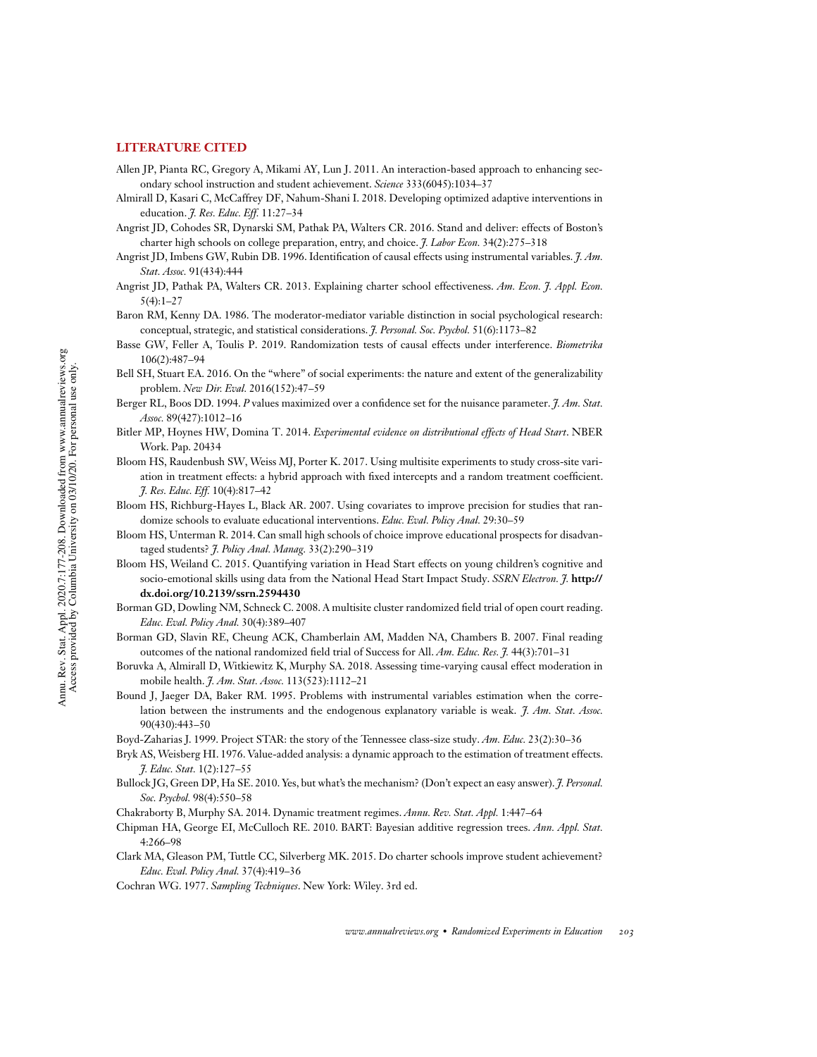## LITERATURE CITED

Allen JP, Pianta RC, Gregory A, Mikami AY, Lun J. 2011. An interaction-based approach to enhancing secondary school instruction and student achievement. *Science* 333(6045):1034–37

Almirall D, Kasari C, McCaffrey DF, Nahum-Shani I. 2018. Developing optimized adaptive interventions in education. *J. Res. Educ. Eff.* 11:27–34

Angrist JD, Cohodes SR, Dynarski SM, Pathak PA, Walters CR. 2016. Stand and deliver: effects of Boston's charter high schools on college preparation, entry, and choice. *J. Labor Econ.* 34(2):275–318

Angrist JD, Imbens GW, Rubin DB. 1996. Identification of causal effects using instrumental variables. *J. Am. Stat. Assoc.* 91(434):444

Angrist JD, Pathak PA, Walters CR. 2013. Explaining charter school effectiveness. *Am. Econ. J. Appl. Econ.* 5(4):1–27

Baron RM, Kenny DA. 1986. The moderator-mediator variable distinction in social psychological research: conceptual, strategic, and statistical considerations. *J. Personal. Soc. Psychol.* 51(6):1173–82

Basse GW, Feller A, Toulis P. 2019. Randomization tests of causal effects under interference. *Biometrika* 106(2):487–94

Bell SH, Stuart EA. 2016. On the "where" of social experiments: the nature and extent of the generalizability problem. *New Dir. Eval.* 2016(152):47–59

Berger RL, Boos DD. 1994. *P* values maximized over a confidence set for the nuisance parameter. *J. Am. Stat. Assoc.* 89(427):1012–16

Bitler MP, Hoynes HW, Domina T. 2014. *Experimental evidence on distributional effects of Head Start*. NBER Work. Pap. 20434

Bloom HS, Raudenbush SW, Weiss MJ, Porter K. 2017. Using multisite experiments to study cross-site variation in treatment effects: a hybrid approach with fixed intercepts and a random treatment coefficient. *J. Res. Educ. Eff.* 10(4):817–42

Bloom HS, Richburg-Hayes L, Black AR. 2007. Using covariates to improve precision for studies that randomize schools to evaluate educational interventions. *Educ. Eval. Policy Anal.* 29:30–59

Bloom HS, Unterman R. 2014. Can small high schools of choice improve educational prospects for disadvantaged students? *J. Policy Anal. Manag.* 33(2):290–319

Bloom HS, Weiland C. 2015. Quantifying variation in Head Start effects on young children's cognitive and socio-emotional skills using data from the National Head Start Impact Study. *SSRN Electron. J.* **http://dx.doi.org/10.2139/ssrn.2594430**

Borman GD, Dowling NM, Schneck C. 2008. A multisite cluster randomized field trial of open court reading. *Educ. Eval. Policy Anal.* 30(4):389–407

Borman GD, Slavin RE, Cheung ACK, Chamberlain AM, Madden NA, Chambers B. 2007. Final reading outcomes of the national randomized field trial of Success for All. *Am. Educ. Res. J.* 44(3):701–31

Boruvka A, Almirall D, Witkiewitz K, Murphy SA. 2018. Assessing time-varying causal effect moderation in mobile health. *J. Am. Stat. Assoc.* 113(523):1112–21

Bound J, Jaeger DA, Baker RM. 1995. Problems with instrumental variables estimation when the correlation between the instruments and the endogenous explanatory variable is weak. *J. Am. Stat. Assoc.* 90(430):443–50

Boyd-Zaharias J. 1999. Project STAR: the story of the Tennessee class-size study. *Am. Educ.* 23(2):30–36

Bryk AS, Weisberg HI. 1976. Value-added analysis: a dynamic approach to the estimation of treatment effects. *J. Educ. Stat.* 1(2):127–55

Bullock JG, Green DP, Ha SE. 2010. Yes, but what's the mechanism? (Don't expect an easy answer). *J. Personal. Soc. Psychol.* 98(4):550–58

Chakraborty B, Murphy SA. 2014. Dynamic treatment regimes. *Annu. Rev. Stat. Appl.* 1:447–64

Chipman HA, George EI, McCulloch RE. 2010. BART: Bayesian additive regression trees. *Ann. Appl. Stat.* 4:266–98

Clark MA, Gleason PM, Tuttle CC, Silverberg MK. 2015. Do charter schools improve student achievement? *Educ. Eval. Policy Anal.* 37(4):419–36

Cochran WG. 1977. *Sampling Techniques*. New York: Wiley. 3rd ed.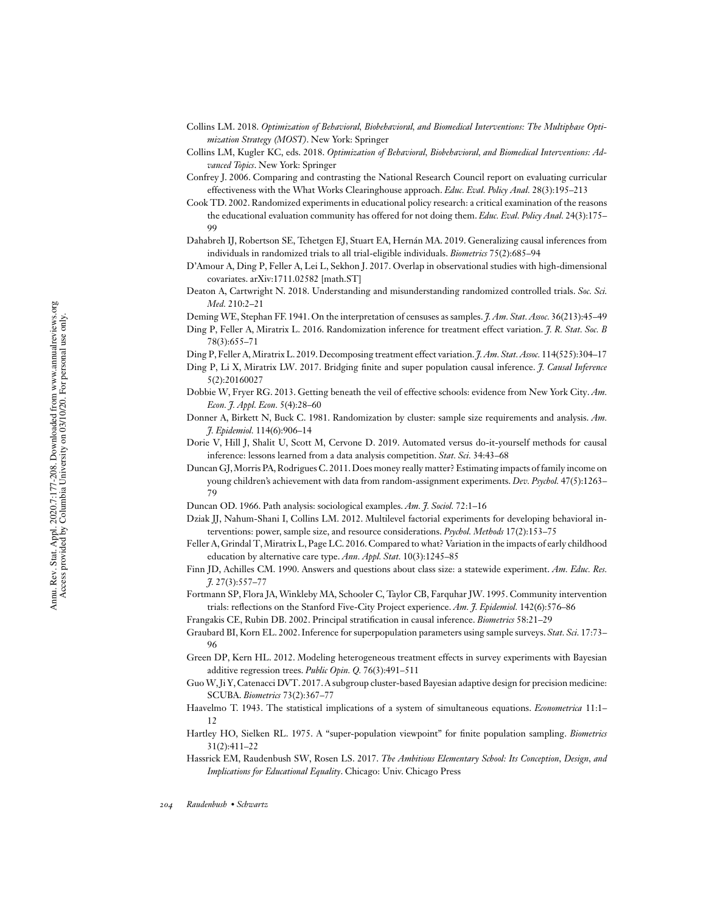Collins LM. 2018. *Optimization of Behavioral, Biobehavioral, and Biomedical Interventions: The Multiphase Optimization Strategy (MOST)*. New York: Springer

Collins LM, Kugler KC, eds. 2018. *Optimization of Behavioral, Biobehavioral, and Biomedical Interventions: Advanced Topics*. New York: Springer

Confrey J. 2006. Comparing and contrasting the National Research Council report on evaluating curricular effectiveness with the What Works Clearinghouse approach. *Educ. Eval. Policy Anal.* 28(3):195–213

Cook TD. 2002. Randomized experiments in educational policy research: a critical examination of the reasons the educational evaluation community has offered for not doing them. *Educ. Eval. Policy Anal.* 24(3):175–99

Dahabreh IJ, Robertson SE, Tchetgen EJ, Stuart EA, Hernán MA. 2019. Generalizing causal inferences from individuals in randomized trials to all trial-eligible individuals. *Biometrics* 75(2):685–94

D'Amour A, Ding P, Feller A, Lei L, Sekhon J. 2017. Overlap in observational studies with high-dimensional covariates. arXiv:1711.02582 [math.ST]

Deaton A, Cartwright N. 2018. Understanding and misunderstanding randomized controlled trials. *Soc. Sci. Med.* 210:2–21

Deming WE, Stephan FF. 1941. On the interpretation of censuses as samples. *J. Am. Stat. Assoc.* 36(213):45–49

Ding P, Feller A, Miratrix L. 2016. Randomization inference for treatment effect variation. *J. R. Stat. Soc. B* 78(3):655–71

Ding P, Feller A, Miratrix L. 2019. Decomposing treatment effect variation. *J. Am. Stat. Assoc.* 114(525):304–17

Ding P, Li X, Miratrix LW. 2017. Bridging finite and super population causal inference. *J. Causal Inference* 5(2):20160027

Dobbie W, Fryer RG. 2013. Getting beneath the veil of effective schools: evidence from New York City. *Am. Econ. J. Appl. Econ.* 5(4):28–60

Donner A, Birkett N, Buck C. 1981. Randomization by cluster: sample size requirements and analysis. *Am. J. Epidemiol.* 114(6):906–14

Dorie V, Hill J, Shalit U, Scott M, Cervone D. 2019. Automated versus do-it-yourself methods for causal inference: lessons learned from a data analysis competition. *Stat. Sci.* 34:43–68

Duncan GJ, Morris PA, Rodrigues C. 2011. Does money really matter? Estimating impacts of family income on young children's achievement with data from random-assignment experiments. *Dev. Psychol.* 47(5):1263–79

Duncan OD. 1966. Path analysis: sociological examples. *Am. J. Sociol.* 72:1–16

Dziak JJ, Nahum-Shani I, Collins LM. 2012. Multilevel factorial experiments for developing behavioral interventions: power, sample size, and resource considerations. *Psychol. Methods* 17(2):153–75

Feller A, Grindal T, Miratrix L, Page LC. 2016. Compared to what? Variation in the impacts of early childhood education by alternative care type. *Ann. Appl. Stat.* 10(3):1245–85

Finn JD, Achilles CM. 1990. Answers and questions about class size: a statewide experiment. *Am. Educ. Res. J.* 27(3):557–77

Fortmann SP, Flora JA, Winkleby MA, Schooler C, Taylor CB, Farquhar JW. 1995. Community intervention trials: reflections on the Stanford Five-City Project experience. *Am. J. Epidemiol.* 142(6):576–86

Frangakis CE, Rubin DB. 2002. Principal stratification in causal inference. *Biometrics* 58:21–29

Graubard BI, Korn EL. 2002. Inference for superpopulation parameters using sample surveys. *Stat. Sci.* 17:73–96

Green DP, Kern HL. 2012. Modeling heterogeneous treatment effects in survey experiments with Bayesian additive regression trees. *Public Opin. Q.* 76(3):491–511

Guo W, Ji Y, Catenacci DVT. 2017. A subgroup cluster-based Bayesian adaptive design for precision medicine: SCUBA. *Biometrics* 73(2):367–77

Haavelmo T. 1943. The statistical implications of a system of simultaneous equations. *Econometrica* 11:1–12

Hartley HO, Sielken RL. 1975. A "super-population viewpoint" for finite population sampling. *Biometrics* 31(2):411–22

Hassrick EM, Raudenbush SW, Rosen LS. 2017. *The Ambitious Elementary School: Its Conception, Design, and Implications for Educational Equality*. Chicago: Univ. Chicago Press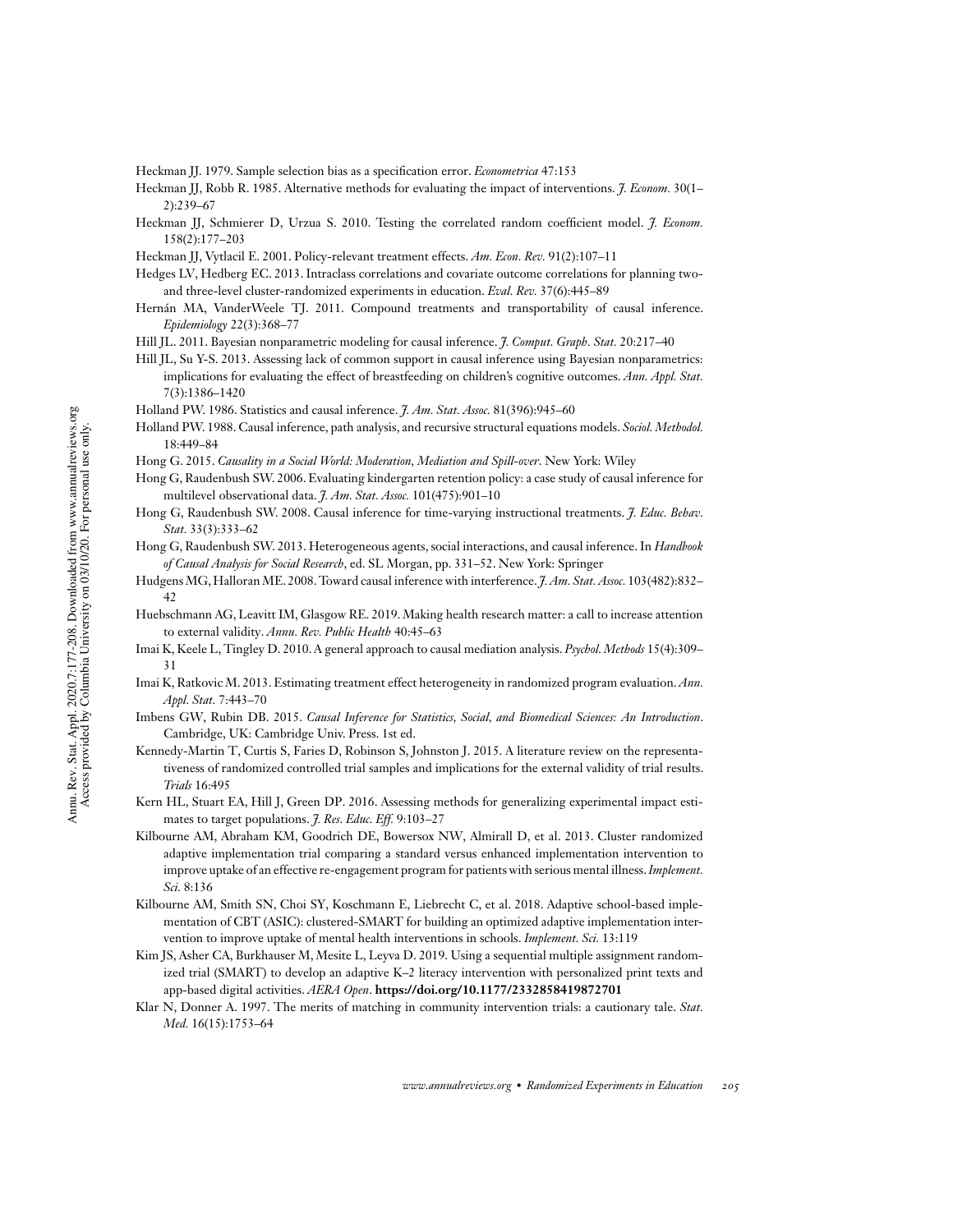Heckman JJ. 1979. Sample selection bias as a specification error. *Econometrica* 47:153

Heckman JJ, Robb R. 1985. Alternative methods for evaluating the impact of interventions. *J. Econom.* 30(1–2):239–67

Heckman JJ, Schmierer D, Urzua S. 2010. Testing the correlated random coefficient model. *J. Econom.* 158(2):177–203

Heckman JJ, Vytlacil E. 2001. Policy-relevant treatment effects. *Am. Econ. Rev.* 91(2):107–11

Hedges LV, Hedberg EC. 2013. Intraclass correlations and covariate outcome correlations for planning two- and three-level cluster-randomized experiments in education. *Eval. Rev.* 37(6):445–89

Hernán MA, VanderWeele TJ. 2011. Compound treatments and transportability of causal inference. *Epidemiology* 22(3):368–77

Hill JL. 2011. Bayesian nonparametric modeling for causal inference. *J. Comput. Graph. Stat.* 20:217–40

Hill JL, Su Y-S. 2013. Assessing lack of common support in causal inference using Bayesian nonparametrics: implications for evaluating the effect of breastfeeding on children's cognitive outcomes. *Ann. Appl. Stat.* 7(3):1386–1420

Holland PW. 1986. Statistics and causal inference. *J. Am. Stat. Assoc.* 81(396):945–60

Holland PW. 1988. Causal inference, path analysis, and recursive structural equations models. *Sociol. Methodol.* 18:449–84

Hong G. 2015. *Causality in a Social World: Moderation, Mediation and Spill-over*. New York: Wiley

Hong G, Raudenbush SW. 2006. Evaluating kindergarten retention policy: a case study of causal inference for multilevel observational data. *J. Am. Stat. Assoc.* 101(475):901–10

Hong G, Raudenbush SW. 2008. Causal inference for time-varying instructional treatments. *J. Educ. Behav. Stat.* 33(3):333–62

Hong G, Raudenbush SW. 2013. Heterogeneous agents, social interactions, and causal inference. In *Handbook of Causal Analysis for Social Research*, ed. SL Morgan, pp. 331–52. New York: Springer

Hudgens MG, Halloran ME. 2008. Toward causal inference with interference. *J. Am. Stat. Assoc.* 103(482):832–42

Huebschmann AG, Leavitt IM, Glasgow RE. 2019. Making health research matter: a call to increase attention to external validity. *Annu. Rev. Public Health* 40:45–63

Imai K, Keele L, Tingley D. 2010. A general approach to causal mediation analysis. *Psychol. Methods* 15(4):309–31

Imai K, Ratkovic M. 2013. Estimating treatment effect heterogeneity in randomized program evaluation. *Ann. Appl. Stat.* 7:443–70

Imbens GW, Rubin DB. 2015. *Causal Inference for Statistics, Social, and Biomedical Sciences: An Introduction*. Cambridge, UK: Cambridge Univ. Press. 1st ed.

Kennedy-Martin T, Curtis S, Faries D, Robinson S, Johnston J. 2015. A literature review on the representativeness of randomized controlled trial samples and implications for the external validity of trial results. *Trials* 16:495

Kern HL, Stuart EA, Hill J, Green DP. 2016. Assessing methods for generalizing experimental impact estimates to target populations. *J. Res. Educ. Eff.* 9:103–27

Kilbourne AM, Abraham KM, Goodrich DE, Bowersox NW, Almirall D, et al. 2013. Cluster randomized adaptive implementation trial comparing a standard versus enhanced implementation intervention to improve uptake of an effective re-engagement program for patients with serious mental illness. *Implement. Sci.* 8:136

Kilbourne AM, Smith SN, Choi SY, Koschmann E, Liebrecht C, et al. 2018. Adaptive school-based implementation of CBT (ASIC): clustered-SMART for building an optimized adaptive implementation intervention to improve uptake of mental health interventions in schools. *Implement. Sci.* 13:119

Kim JS, Asher CA, Burkhauser M, Mesite L, Leyva D. 2019. Using a sequential multiple assignment randomized trial (SMART) to develop an adaptive K–2 literacy intervention with personalized print texts and app-based digital activities. *AERA Open*. **https://doi.org/10.1177/2332858419872701**

Klar N, Donner A. 1997. The merits of matching in community intervention trials: a cautionary tale. *Stat. Med.* 16(15):1753–64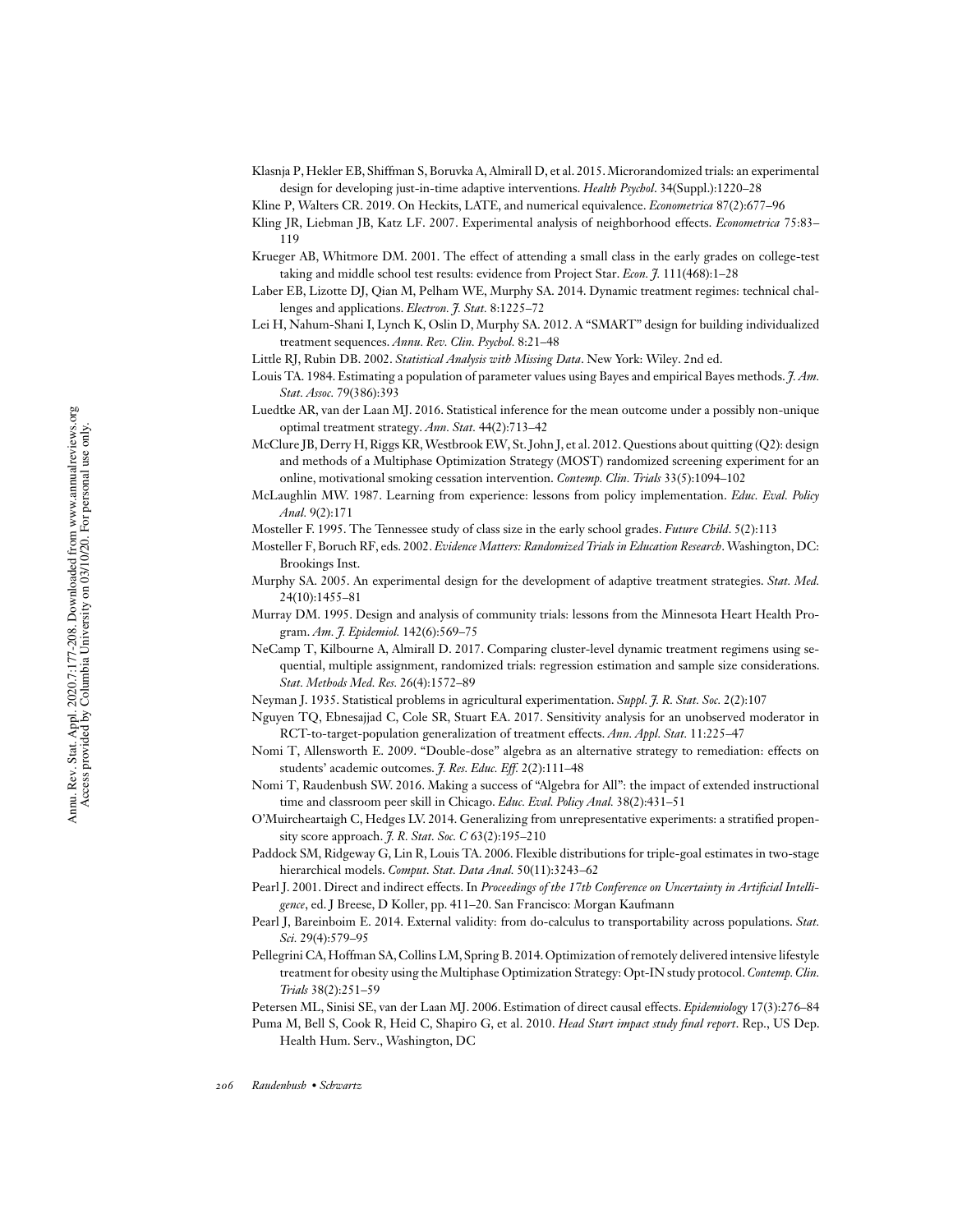Klasnja P, Hekler EB, Shiffman S, Boruvka A, Almirall D, et al. 2015. Microrandomized trials: an experimental design for developing just-in-time adaptive interventions. *Health Psychol*. 34(Suppl.):1220–28

Kline P, Walters CR. 2019. On Heckits, LATE, and numerical equivalence. *Econometrica* 87(2):677–96

Kling JR, Liebman JB, Katz LF. 2007. Experimental analysis of neighborhood effects. *Econometrica* 75:83–119

Krueger AB, Whitmore DM. 2001. The effect of attending a small class in the early grades on college-test taking and middle school test results: evidence from Project Star. *Econ. J.* 111(468):1–28

Laber EB, Lizotte DJ, Qian M, Pelham WE, Murphy SA. 2014. Dynamic treatment regimes: technical challenges and applications. *Electron. J. Stat.* 8:1225–72

Lei H, Nahum-Shani I, Lynch K, Oslin D, Murphy SA. 2012. A "SMART" design for building individualized treatment sequences. *Annu. Rev. Clin. Psychol.* 8:21–48

Little RJ, Rubin DB. 2002. *Statistical Analysis with Missing Data*. New York: Wiley. 2nd ed.

Louis TA. 1984. Estimating a population of parameter values using Bayes and empirical Bayes methods. *J. Am. Stat. Assoc.* 79(386):393

Luedtke AR, van der Laan MJ. 2016. Statistical inference for the mean outcome under a possibly non-unique optimal treatment strategy. *Ann. Stat.* 44(2):713–42

McClure JB, Derry H, Riggs KR, Westbrook EW, St. John J, et al. 2012. Questions about quitting (Q2): design and methods of a Multiphase Optimization Strategy (MOST) randomized screening experiment for an online, motivational smoking cessation intervention. *Contemp. Clin. Trials* 33(5):1094–102

McLaughlin MW. 1987. Learning from experience: lessons from policy implementation. *Educ. Eval. Policy Anal.* 9(2):171

Mosteller F. 1995. The Tennessee study of class size in the early school grades. *Future Child*. 5(2):113

Mosteller F, Boruch RF, eds. 2002. *Evidence Matters: Randomized Trials in Education Research*. Washington, DC: Brookings Inst.

Murphy SA. 2005. An experimental design for the development of adaptive treatment strategies. *Stat. Med.* 24(10):1455–81

Murray DM. 1995. Design and analysis of community trials: lessons from the Minnesota Heart Health Program. *Am. J. Epidemiol.* 142(6):569–75

NeCamp T, Kilbourne A, Almirall D. 2017. Comparing cluster-level dynamic treatment regimens using sequential, multiple assignment, randomized trials: regression estimation and sample size considerations. *Stat. Methods Med. Res.* 26(4):1572–89

Neyman J. 1935. Statistical problems in agricultural experimentation. *Suppl. J. R. Stat. Soc.* 2(2):107

Nguyen TQ, Ebnesajjad C, Cole SR, Stuart EA. 2017. Sensitivity analysis for an unobserved moderator in RCT-to-target-population generalization of treatment effects. *Ann. Appl. Stat.* 11:225–47

Nomi T, Allensworth E. 2009. "Double-dose" algebra as an alternative strategy to remediation: effects on students' academic outcomes. *J. Res. Educ. Eff.* 2(2):111–48

Nomi T, Raudenbush SW. 2016. Making a success of "Algebra for All": the impact of extended instructional time and classroom peer skill in Chicago. *Educ. Eval. Policy Anal.* 38(2):431–51

O'Muircheartaigh C, Hedges LV. 2014. Generalizing from unrepresentative experiments: a stratified propensity score approach. *J. R. Stat. Soc. C* 63(2):195–210

Paddock SM, Ridgeway G, Lin R, Louis TA. 2006. Flexible distributions for triple-goal estimates in two-stage hierarchical models. *Comput. Stat. Data Anal.* 50(11):3243–62

Pearl J. 2001. Direct and indirect effects. In *Proceedings of the 17th Conference on Uncertainty in Artificial Intelligence*, ed. J Breese, D Koller, pp. 411–20. San Francisco: Morgan Kaufmann

Pearl J, Bareinboim E. 2014. External validity: from do-calculus to transportability across populations. *Stat. Sci.* 29(4):579–95

Pellegrini CA, Hoffman SA, Collins LM, Spring B. 2014. Optimization of remotely delivered intensive lifestyle treatment for obesity using the Multiphase Optimization Strategy: Opt-IN study protocol. *Contemp. Clin. Trials* 38(2):251–59

Petersen ML, Sinisi SE, van der Laan MJ. 2006. Estimation of direct causal effects. *Epidemiology* 17(3):276–84

Puma M, Bell S, Cook R, Heid C, Shapiro G, et al. 2010. *Head Start impact study final report*. Rep., US Dep. Health Hum. Serv., Washington, DC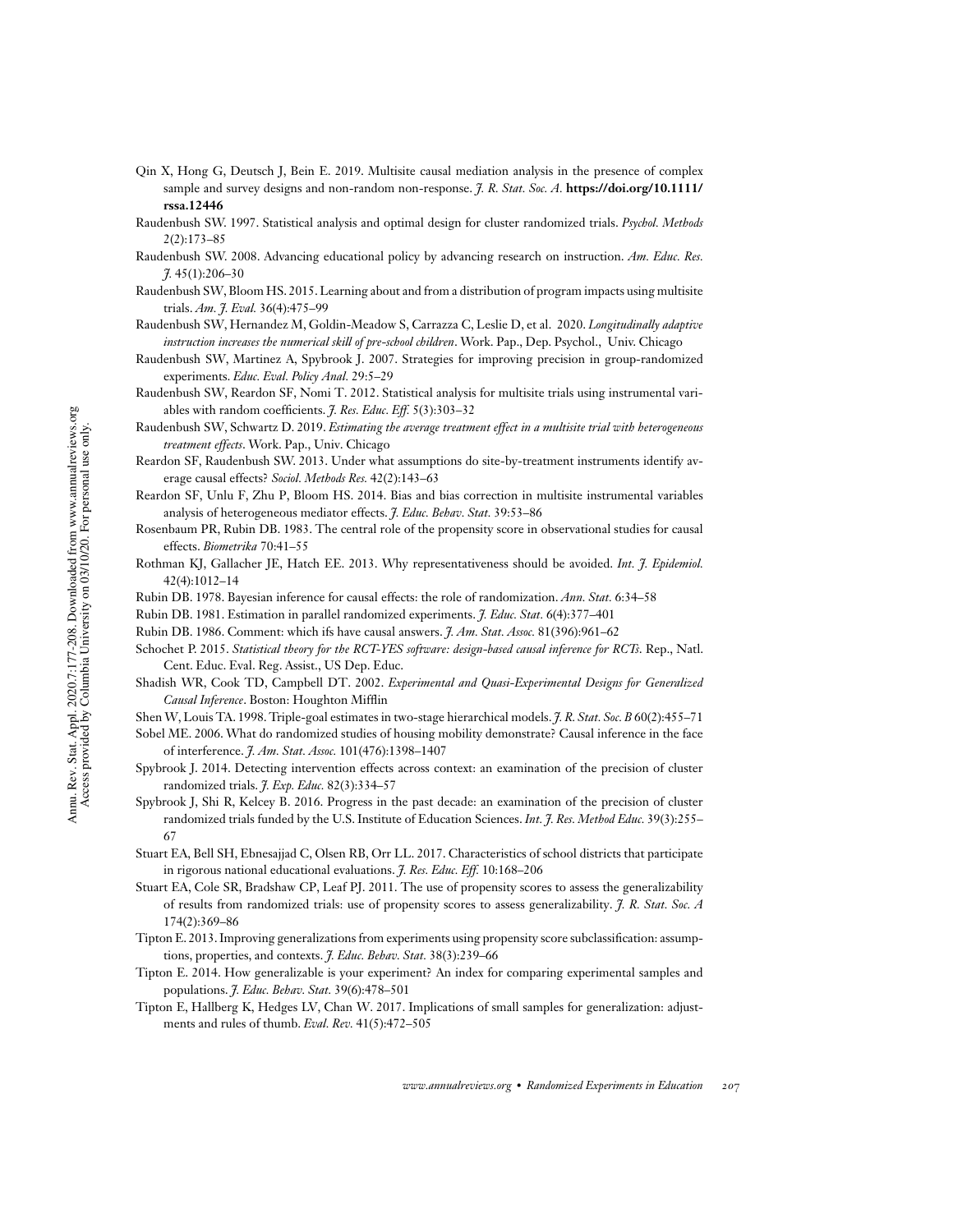Qin X, Hong G, Deutsch J, Bein E. 2019. Multisite causal mediation analysis in the presence of complex sample and survey designs and non-random non-response. *J. R. Stat. Soc. A*. **https://doi.org/10.1111/rssa.12446**

Raudenbush SW. 1997. Statistical analysis and optimal design for cluster randomized trials. *Psychol. Methods* 2(2):173–85

Raudenbush SW. 2008. Advancing educational policy by advancing research on instruction. *Am. Educ. Res. J.* 45(1):206–30

Raudenbush SW, Bloom HS. 2015. Learning about and from a distribution of program impacts using multisite trials. *Am. J. Eval.* 36(4):475–99

Raudenbush SW, Hernandez M, Goldin-Meadow S, Carrazza C, Leslie D, et al. 2020. *Longitudinally adaptive instruction increases the numerical skill of pre-school children*. Work. Pap., Dep. Psychol., Univ. Chicago

Raudenbush SW, Martinez A, Spybrook J. 2007. Strategies for improving precision in group-randomized experiments. *Educ. Eval. Policy Anal.* 29:5–29

Raudenbush SW, Reardon SF, Nomi T. 2012. Statistical analysis for multisite trials using instrumental variables with random coefficients. *J. Res. Educ. Eff.* 5(3):303–32

Raudenbush SW, Schwartz D. 2019. *Estimating the average treatment effect in a multisite trial with heterogeneous treatment effects*. Work. Pap., Univ. Chicago

Reardon SF, Raudenbush SW. 2013. Under what assumptions do site-by-treatment instruments identify average causal effects? *Sociol. Methods Res.* 42(2):143–63

Reardon SF, Unlu F, Zhu P, Bloom HS. 2014. Bias and bias correction in multisite instrumental variables analysis of heterogeneous mediator effects. *J. Educ. Behav. Stat.* 39:53–86

Rosenbaum PR, Rubin DB. 1983. The central role of the propensity score in observational studies for causal effects. *Biometrika* 70:41–55

Rothman KJ, Gallacher JE, Hatch EE. 2013. Why representativeness should be avoided. *Int. J. Epidemiol.* 42(4):1012–14

Rubin DB. 1978. Bayesian inference for causal effects: the role of randomization. *Ann. Stat.* 6:34–58

Rubin DB. 1981. Estimation in parallel randomized experiments. *J. Educ. Stat.* 6(4):377–401

Rubin DB. 1986. Comment: which ifs have causal answers. *J. Am. Stat. Assoc.* 81(396):961–62

Schochet P. 2015. *Statistical theory for the RCT-YES software: design-based causal inference for RCTs*. Rep., Natl. Cent. Educ. Eval. Reg. Assist., US Dep. Educ.

Shadish WR, Cook TD, Campbell DT. 2002. *Experimental and Quasi-Experimental Designs for Generalized Causal Inference*. Boston: Houghton Mifflin

Shen W, Louis TA. 1998. Triple-goal estimates in two-stage hierarchical models. *J. R. Stat. Soc. B* 60(2):455–71

Sobel ME. 2006. What do randomized studies of housing mobility demonstrate? Causal inference in the face of interference. *J. Am. Stat. Assoc.* 101(476):1398–1407

Spybrook J. 2014. Detecting intervention effects across context: an examination of the precision of cluster randomized trials. *J. Exp. Educ.* 82(3):334–57

Spybrook J, Shi R, Kelcey B. 2016. Progress in the past decade: an examination of the precision of cluster randomized trials funded by the U.S. Institute of Education Sciences. *Int. J. Res. Method Educ.* 39(3):255–67

Stuart EA, Bell SH, Ebnesajjad C, Olsen RB, Orr LL. 2017. Characteristics of school districts that participate in rigorous national educational evaluations. *J. Res. Educ. Eff.* 10:168–206

Stuart EA, Cole SR, Bradshaw CP, Leaf PJ. 2011. The use of propensity scores to assess the generalizability of results from randomized trials: use of propensity scores to assess generalizability. *J. R. Stat. Soc. A* 174(2):369–86

Tipton E. 2013. Improving generalizations from experiments using propensity score subclassification: assumptions, properties, and contexts. *J. Educ. Behav. Stat.* 38(3):239–66

Tipton E. 2014. How generalizable is your experiment? An index for comparing experimental samples and populations. *J. Educ. Behav. Stat.* 39(6):478–501

Tipton E, Hallberg K, Hedges LV, Chan W. 2017. Implications of small samples for generalization: adjustments and rules of thumb. *Eval. Rev.* 41(5):472–505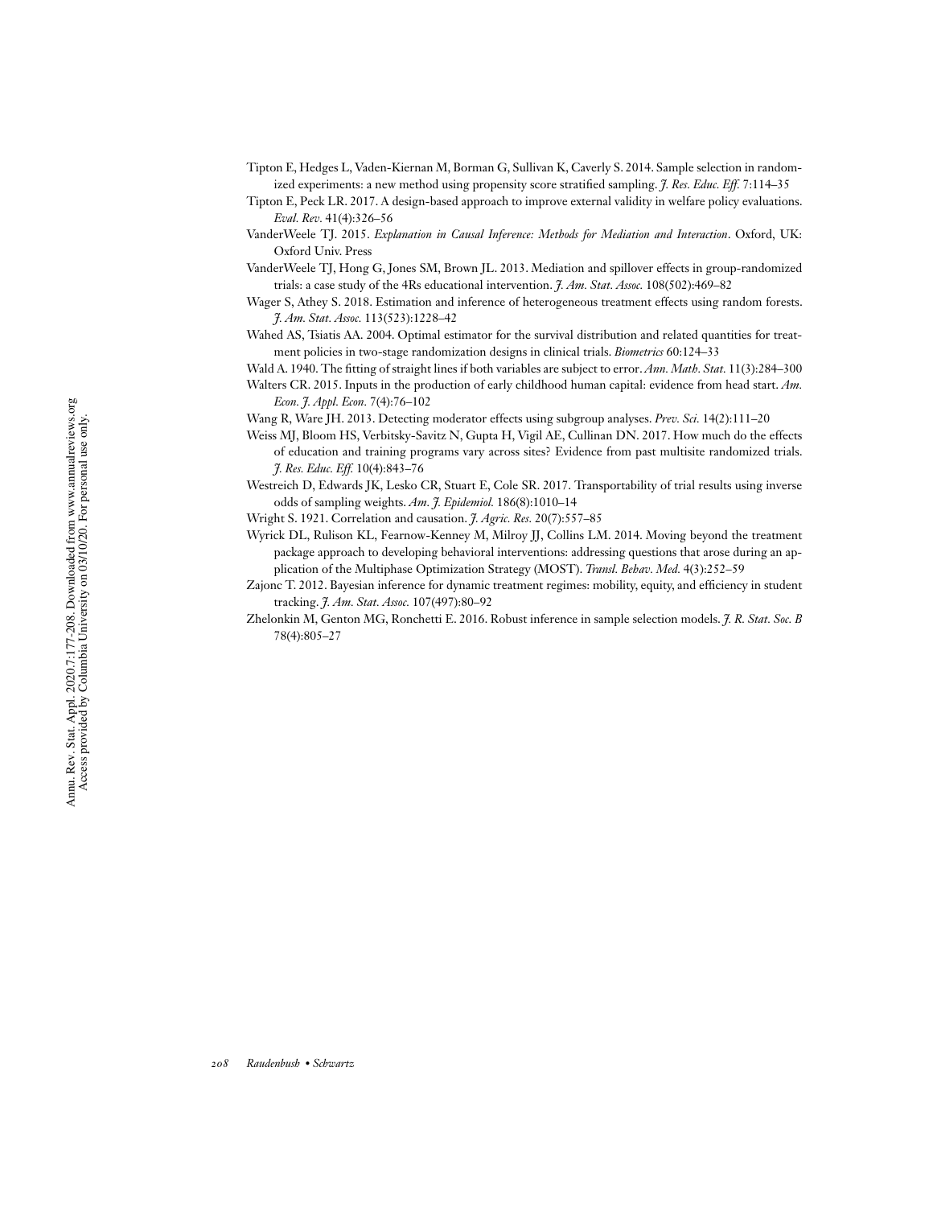Tipton E, Hedges L, Vaden-Kiernan M, Borman G, Sullivan K, Caverly S. 2014. Sample selection in randomized experiments: a new method using propensity score stratified sampling. *J. Res. Educ. Eff.* 7:114–35

Tipton E, Peck LR. 2017. A design-based approach to improve external validity in welfare policy evaluations. *Eval. Rev.* 41(4):326–56

VanderWeele TJ. 2015. *Explanation in Causal Inference: Methods for Mediation and Interaction*. Oxford, UK: Oxford Univ. Press

VanderWeele TJ, Hong G, Jones SM, Brown JL. 2013. Mediation and spillover effects in group-randomized trials: a case study of the 4Rs educational intervention. *J. Am. Stat. Assoc.* 108(502):469–82

Wager S, Athey S. 2018. Estimation and inference of heterogeneous treatment effects using random forests. *J. Am. Stat. Assoc.* 113(523):1228–42

Wahed AS, Tsiatis AA. 2004. Optimal estimator for the survival distribution and related quantities for treatment policies in two-stage randomization designs in clinical trials. *Biometrics* 60:124–33

Wald A. 1940. The fitting of straight lines if both variables are subject to error. *Ann. Math. Stat.* 11(3):284–300

Walters CR. 2015. Inputs in the production of early childhood human capital: evidence from head start. *Am. Econ. J. Appl. Econ.* 7(4):76–102

Wang R, Ware JH. 2013. Detecting moderator effects using subgroup analyses. *Prev. Sci.* 14(2):111–20

Weiss MJ, Bloom HS, Verbitsky-Savitz N, Gupta H, Vigil AE, Cullinan DN. 2017. How much do the effects of education and training programs vary across sites? Evidence from past multisite randomized trials. *J. Res. Educ. Eff.* 10(4):843–76

Westreich D, Edwards JK, Lesko CR, Stuart E, Cole SR. 2017. Transportability of trial results using inverse odds of sampling weights. *Am. J. Epidemiol.* 186(8):1010–14

Wright S. 1921. Correlation and causation. *J. Agric. Res.* 20(7):557–85

Wyrick DL, Rulison KL, Fearnow-Kenney M, Milroy JJ, Collins LM. 2014. Moving beyond the treatment package approach to developing behavioral interventions: addressing questions that arose during an application of the Multiphase Optimization Strategy (MOST). *Transl. Behav. Med.* 4(3):252–59

Zajonc T. 2012. Bayesian inference for dynamic treatment regimes: mobility, equity, and efficiency in student tracking. *J. Am. Stat. Assoc.* 107(497):80–92

Zhelonkin M, Genton MG, Ronchetti E. 2016. Robust inference in sample selection models. *J. R. Stat. Soc. B* 78(4):805–27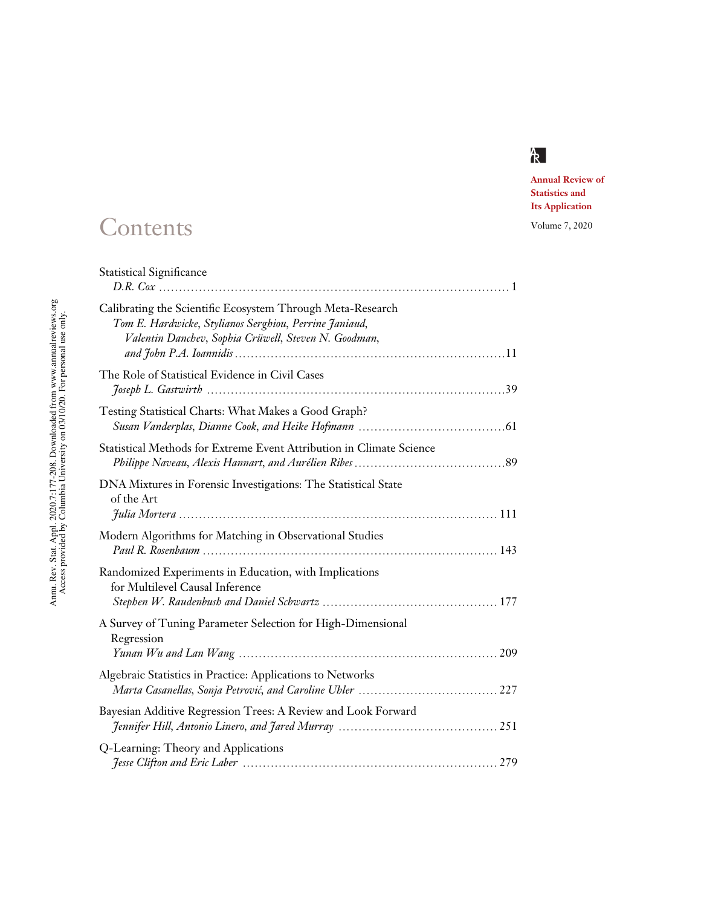Annual Review of Statistics and Its Application

Volume 7, 2020

# Contents

Statistical Significance
*D.R. Cox* ........ 1

Calibrating the Scientific Ecosystem Through Meta-Research
*Tom E. Hardwicke, Stylianos Serghiou, Perrine Janiaud, Valentin Danchev, Sophia Crüwell, Steven N. Goodman, and John P.A. Ioannidis* ........ 11

The Role of Statistical Evidence in Civil Cases
*Joseph L. Gastwirth* ........ 39

Testing Statistical Charts: What Makes a Good Graph?
*Susan Vanderplas, Dianne Cook, and Heike Hofmann* ........ 61

Statistical Methods for Extreme Event Attribution in Climate Science
*Philippe Naveau, Alexis Hannart, and Aurélien Ribes* ........ 89

DNA Mixtures in Forensic Investigations: The Statistical State of the Art
*Julia Mortera* ........ 111

Modern Algorithms for Matching in Observational Studies
*Paul R. Rosenbaum* ........ 143

Randomized Experiments in Education, with Implications for Multilevel Causal Inference
*Stephen W. Raudenbush and Daniel Schwartz* ........ 177

A Survey of Tuning Parameter Selection for High-Dimensional Regression
*Yunan Wu and Lan Wang* ........ 209

Algebraic Statistics in Practice: Applications to Networks
*Marta Casanellas, Sonja Petrović, and Caroline Uhler* ........ 227

Bayesian Additive Regression Trees: A Review and Look Forward
*Jennifer Hill, Antonio Linero, and Jared Murray* ........ 251

Q-Learning: Theory and Applications
*Jesse Clifton and Eric Laber* ........ 279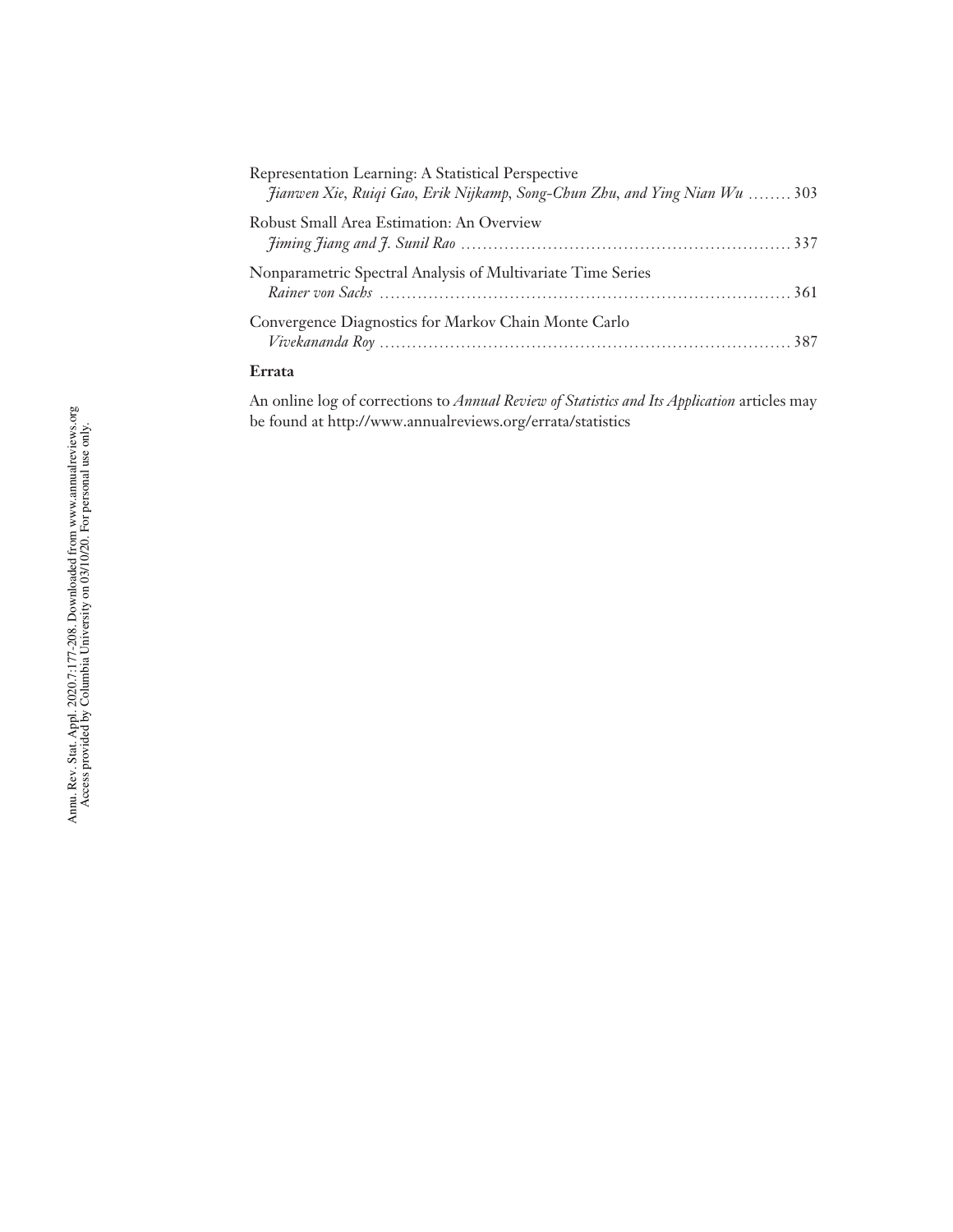Representation Learning: A Statistical Perspective
*Jianwen Xie, Ruiqi Gao, Erik Nijkamp, Song-Chun Zhu, and Ying Nian Wu* ........ 303

Robust Small Area Estimation: An Overview
*Jiming Jiang and J. Sunil Rao* ........ 337

Nonparametric Spectral Analysis of Multivariate Time Series
*Rainer von Sachs* ........ 361

Convergence Diagnostics for Markov Chain Monte Carlo
*Vivekananda Roy* ........ 387

**Errata**

An online log of corrections to *Annual Review of Statistics and Its Application* articles may be found at http://www.annualreviews.org/errata/statistics